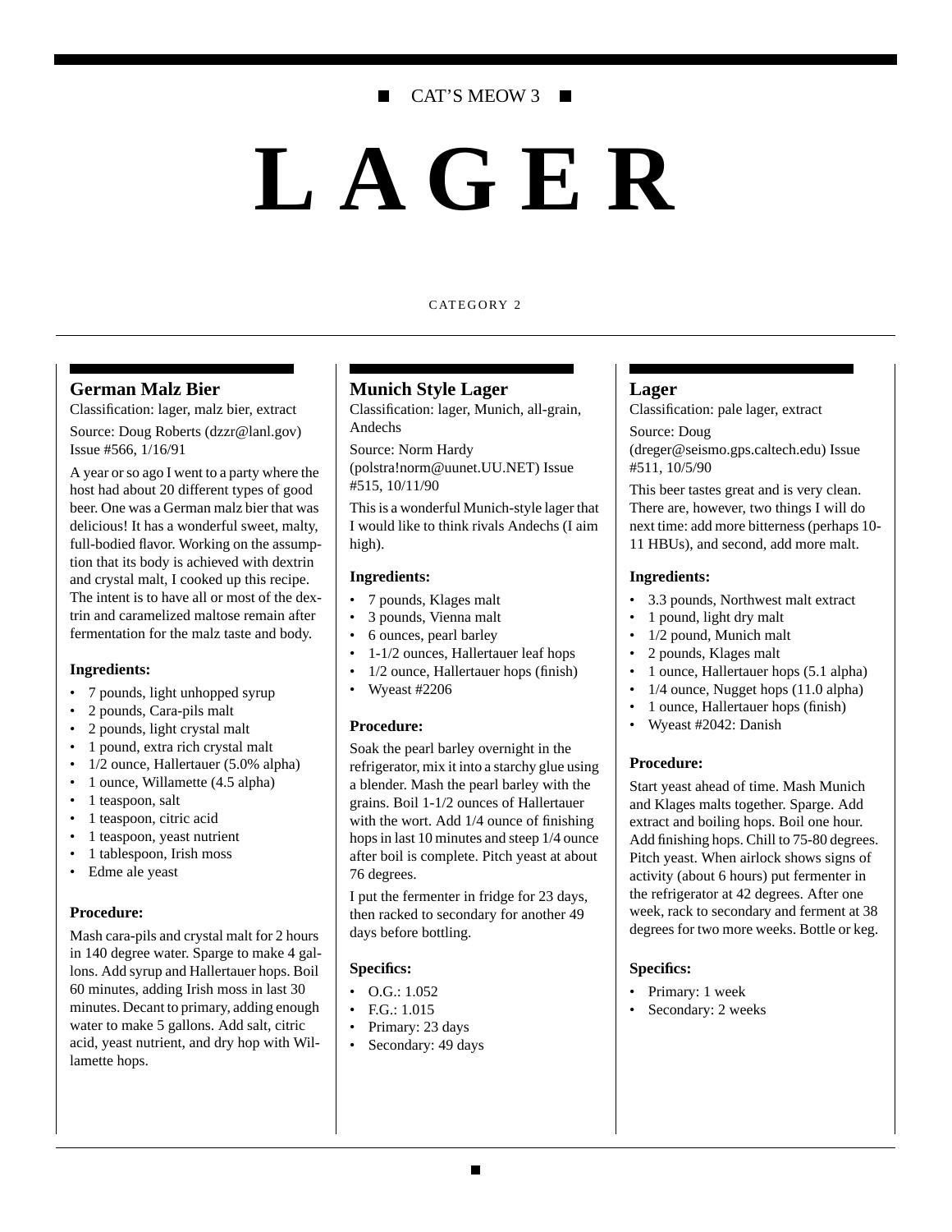CAT'S MEOW 3

# LAGER

CATEGORY 2

## German Malz Bier

Classification: lager, malz bier, extract

Source: Doug Roberts (dzzr@lanl.gov) Issue #566, 1/16/91

A year or so ago I went to a party where the host had about 20 different types of good beer. One was a German malz bier that was delicious! It has a wonderful sweet, malty, full-bodied flavor. Working on the assumption that its body is achieved with dextrin and crystal malt, I cooked up this recipe. The intent is to have all or most of the dextrin and caramelized maltose remain after fermentation for the malz taste and body.

### Ingredients:

- 7 pounds, light unhopped syrup
- 2 pounds, Cara-pils malt
- 2 pounds, light crystal malt
- 1 pound, extra rich crystal malt
- 1/2 ounce, Hallertauer (5.0% alpha)
- 1 ounce, Willamette (4.5 alpha)
- 1 teaspoon, salt
- 1 teaspoon, citric acid
- 1 teaspoon, yeast nutrient
- 1 tablespoon, Irish moss
- Edme ale yeast

### Procedure:

Mash cara-pils and crystal malt for 2 hours in 140 degree water. Sparge to make 4 gallons. Add syrup and Hallertauer hops. Boil 60 minutes, adding Irish moss in last 30 minutes. Decant to primary, adding enough water to make 5 gallons. Add salt, citric acid, yeast nutrient, and dry hop with Willamette hops.

## Munich Style Lager

Classification: lager, Munich, all-grain, Andechs

Source: Norm Hardy (polstra!norm@uunet.UU.NET) Issue #515, 10/11/90

This is a wonderful Munich-style lager that I would like to think rivals Andechs (I aim high).

### Ingredients:

- 7 pounds, Klages malt
- 3 pounds, Vienna malt
- 6 ounces, pearl barley
- 1-1/2 ounces, Hallertauer leaf hops
- 1/2 ounce, Hallertauer hops (finish)
- Wyeast #2206

### Procedure:

Soak the pearl barley overnight in the refrigerator, mix it into a starchy glue using a blender. Mash the pearl barley with the grains. Boil 1-1/2 ounces of Hallertauer with the wort. Add 1/4 ounce of finishing hops in last 10 minutes and steep 1/4 ounce after boil is complete. Pitch yeast at about 76 degrees.

I put the fermenter in fridge for 23 days, then racked to secondary for another 49 days before bottling.

### Specifics:

- O.G.: 1.052
- F.G.: 1.015
- Primary: 23 days
- Secondary: 49 days

## Lager

Classification: pale lager, extract

Source: Doug (dreger@seismo.gps.caltech.edu) Issue #511, 10/5/90

This beer tastes great and is very clean. There are, however, two things I will do next time: add more bitterness (perhaps 10-11 HBUs), and second, add more malt.

### Ingredients:

- 3.3 pounds, Northwest malt extract
- 1 pound, light dry malt
- 1/2 pound, Munich malt
- 2 pounds, Klages malt
- 1 ounce, Hallertauer hops (5.1 alpha)
- 1/4 ounce, Nugget hops (11.0 alpha)
- 1 ounce, Hallertauer hops (finish)
- Wyeast #2042: Danish

### Procedure:

Start yeast ahead of time. Mash Munich and Klages malts together. Sparge. Add extract and boiling hops. Boil one hour. Add finishing hops. Chill to 75-80 degrees. Pitch yeast. When airlock shows signs of activity (about 6 hours) put fermenter in the refrigerator at 42 degrees. After one week, rack to secondary and ferment at 38 degrees for two more weeks. Bottle or keg.

### Specifics:

- Primary: 1 week
- Secondary: 2 weeks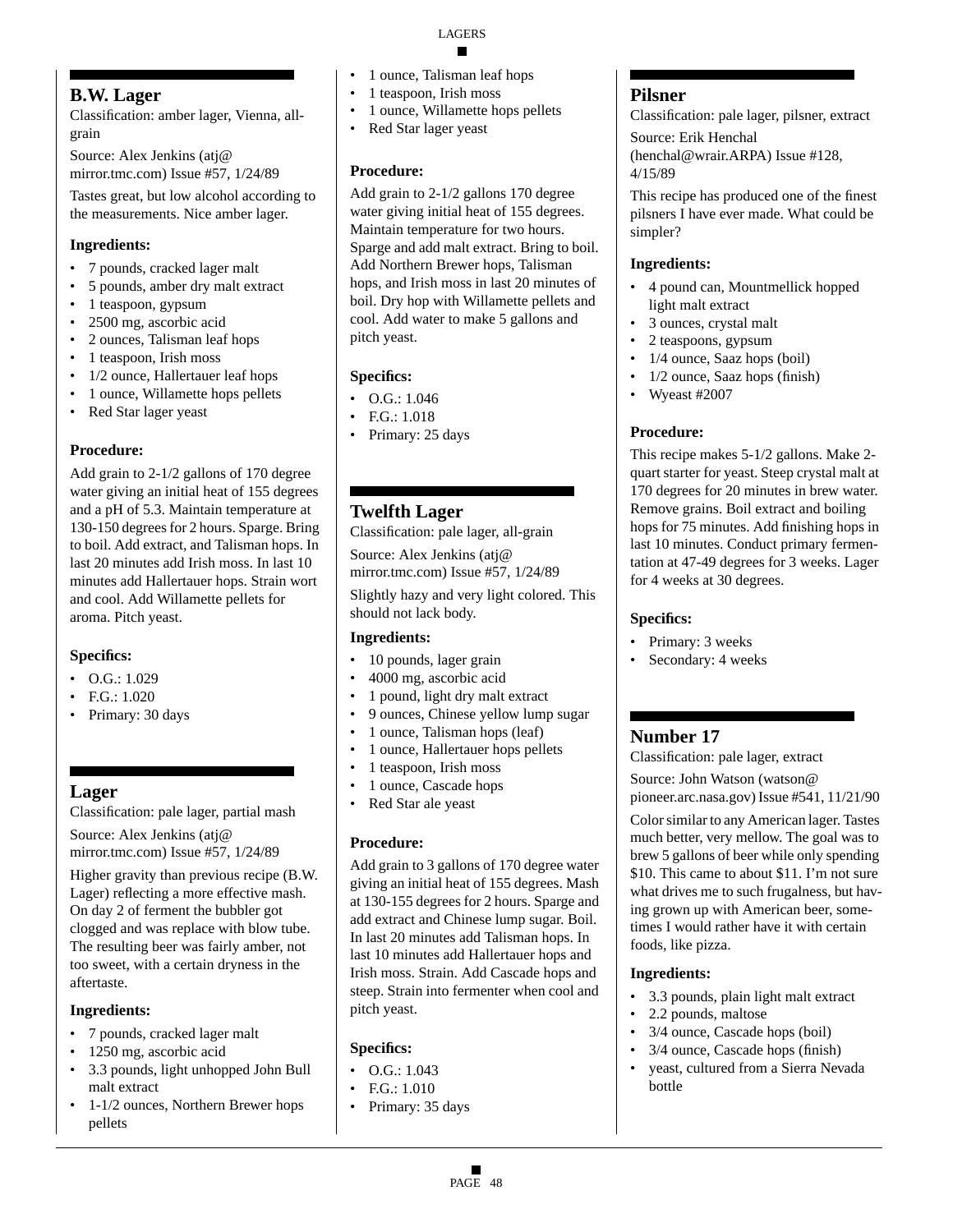## B.W. Lager

Classification: amber lager, Vienna, all-grain

Source: Alex Jenkins (atj@mirror.tmc.com) Issue #57, 1/24/89

Tastes great, but low alcohol according to the measurements. Nice amber lager.

### Ingredients:

- 7 pounds, cracked lager malt
- 5 pounds, amber dry malt extract
- 1 teaspoon, gypsum
- 2500 mg, ascorbic acid
- 2 ounces, Talisman leaf hops
- 1 teaspoon, Irish moss
- 1/2 ounce, Hallertauer leaf hops
- 1 ounce, Willamette hops pellets
- Red Star lager yeast

### Procedure:

Add grain to 2-1/2 gallons of 170 degree water giving an initial heat of 155 degrees and a pH of 5.3. Maintain temperature at 130-150 degrees for 2 hours. Sparge. Bring to boil. Add extract, and Talisman hops. In last 20 minutes add Irish moss. In last 10 minutes add Hallertauer hops. Strain wort and cool. Add Willamette pellets for aroma. Pitch yeast.

### Specifics:

- O.G.: 1.029
- F.G.: 1.020
- Primary: 30 days

## Lager

Classification: pale lager, partial mash

Source: Alex Jenkins (atj@mirror.tmc.com) Issue #57, 1/24/89

Higher gravity than previous recipe (B.W. Lager) reflecting a more effective mash. On day 2 of ferment the bubbler got clogged and was replace with blow tube. The resulting beer was fairly amber, not too sweet, with a certain dryness in the aftertaste.

### Ingredients:

- 7 pounds, cracked lager malt
- 1250 mg, ascorbic acid
- 3.3 pounds, light unhopped John Bull malt extract
- 1-1/2 ounces, Northern Brewer hops pellets
- 1 ounce, Talisman leaf hops
- 1 teaspoon, Irish moss
- 1 ounce, Willamette hops pellets
- Red Star lager yeast

### Procedure:

Add grain to 2-1/2 gallons 170 degree water giving initial heat of 155 degrees. Maintain temperature for two hours. Sparge and add malt extract. Bring to boil. Add Northern Brewer hops, Talisman hops, and Irish moss in last 20 minutes of boil. Dry hop with Willamette pellets and cool. Add water to make 5 gallons and pitch yeast.

### Specifics:

- O.G.: 1.046
- F.G.: 1.018
- Primary: 25 days

## Twelfth Lager

Classification: pale lager, all-grain

Source: Alex Jenkins (atj@mirror.tmc.com) Issue #57, 1/24/89

Slightly hazy and very light colored. This should not lack body.

### Ingredients:

- 10 pounds, lager grain
- 4000 mg, ascorbic acid
- 1 pound, light dry malt extract
- 9 ounces, Chinese yellow lump sugar
- 1 ounce, Talisman hops (leaf)
- 1 ounce, Hallertauer hops pellets
- 1 teaspoon, Irish moss
- 1 ounce, Cascade hops
- Red Star ale yeast

### Procedure:

Add grain to 3 gallons of 170 degree water giving an initial heat of 155 degrees. Mash at 130-155 degrees for 2 hours. Sparge and add extract and Chinese lump sugar. Boil. In last 20 minutes add Talisman hops. In last 10 minutes add Hallertauer hops and Irish moss. Strain. Add Cascade hops and steep. Strain into fermenter when cool and pitch yeast.

### Specifics:

- O.G.: 1.043
- F.G.: 1.010
- Primary: 35 days

## Pilsner

Classification: pale lager, pilsner, extract

Source: Erik Henchal (henchal@wrair.ARPA) Issue #128, 4/15/89

This recipe has produced one of the finest pilsners I have ever made. What could be simpler?

### Ingredients:

- 4 pound can, Mountmellick hopped light malt extract
- 3 ounces, crystal malt
- 2 teaspoons, gypsum
- 1/4 ounce, Saaz hops (boil)
- 1/2 ounce, Saaz hops (finish)
- Wyeast #2007

### Procedure:

This recipe makes 5-1/2 gallons. Make 2-quart starter for yeast. Steep crystal malt at 170 degrees for 20 minutes in brew water. Remove grains. Boil extract and boiling hops for 75 minutes. Add finishing hops in last 10 minutes. Conduct primary fermentation at 47-49 degrees for 3 weeks. Lager for 4 weeks at 30 degrees.

### Specifics:

- Primary: 3 weeks
- Secondary: 4 weeks

## Number 17

Classification: pale lager, extract

Source: John Watson (watson@pioneer.arc.nasa.gov) Issue #541, 11/21/90

Color similar to any American lager. Tastes much better, very mellow. The goal was to brew 5 gallons of beer while only spending $10. This came to about $11. I'm not sure what drives me to such frugalness, but having grown up with American beer, sometimes I would rather have it with certain foods, like pizza.

### Ingredients:

- 3.3 pounds, plain light malt extract
- 2.2 pounds, maltose
- 3/4 ounce, Cascade hops (boil)
- 3/4 ounce, Cascade hops (finish)
- yeast, cultured from a Sierra Nevada bottle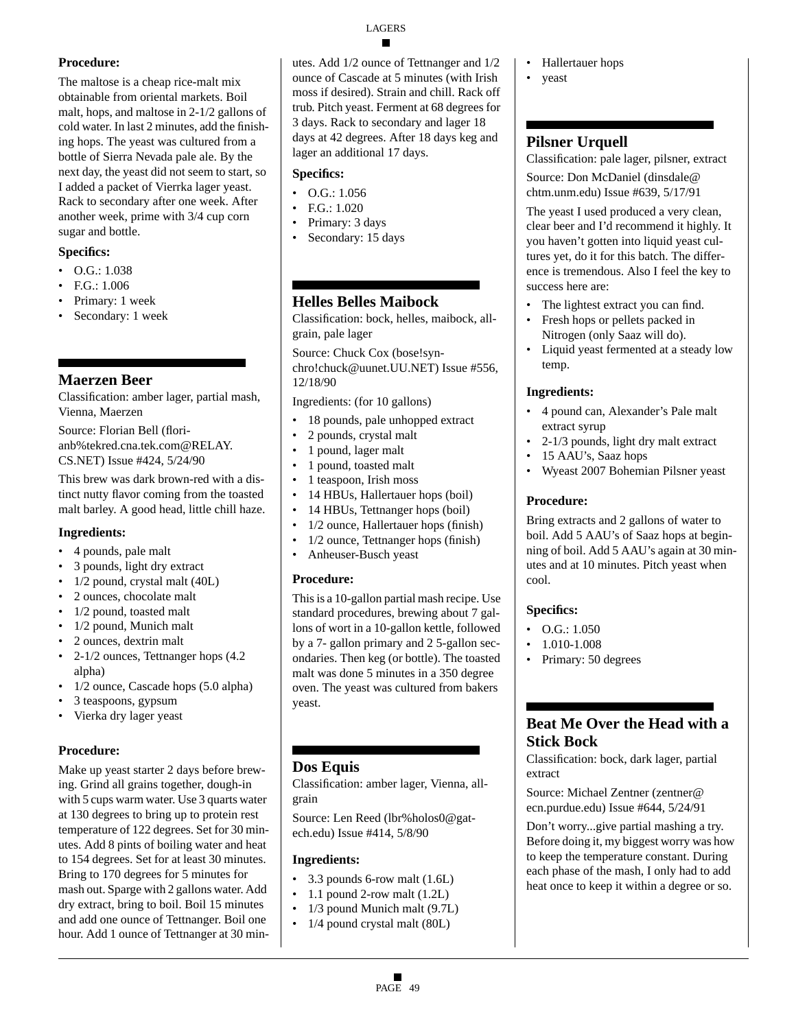**Procedure:**

The maltose is a cheap rice-malt mix obtainable from oriental markets. Boil malt, hops, and maltose in 2-1/2 gallons of cold water. In last 2 minutes, add the finishing hops. The yeast was cultured from a bottle of Sierra Nevada pale ale. By the next day, the yeast did not seem to start, so I added a packet of Vierrka lager yeast. Rack to secondary after one week. After another week, prime with 3/4 cup corn sugar and bottle.

**Specifics:**

- O.G.: 1.038
- F.G.: 1.006
- Primary: 1 week
- Secondary: 1 week

## Maerzen Beer

Classification: amber lager, partial mash, Vienna, Maerzen

Source: Florian Bell (florianb%tekred.cna.tek.com@RELAY.CS.NET) Issue #424, 5/24/90

This brew was dark brown-red with a distinct nutty flavor coming from the toasted malt barley. A good head, little chill haze.

**Ingredients:**

- 4 pounds, pale malt
- 3 pounds, light dry extract
- 1/2 pound, crystal malt (40L)
- 2 ounces, chocolate malt
- 1/2 pound, toasted malt
- 1/2 pound, Munich malt
- 2 ounces, dextrin malt
- 2-1/2 ounces, Tettnanger hops (4.2 alpha)
- 1/2 ounce, Cascade hops (5.0 alpha)
- 3 teaspoons, gypsum
- Vierka dry lager yeast

**Procedure:**

Make up yeast starter 2 days before brewing. Grind all grains together, dough-in with 5 cups warm water. Use 3 quarts water at 130 degrees to bring up to protein rest temperature of 122 degrees. Set for 30 minutes. Add 8 pints of boiling water and heat to 154 degrees. Set for at least 30 minutes. Bring to 170 degrees for 5 minutes for mash out. Sparge with 2 gallons water. Add dry extract, bring to boil. Boil 15 minutes and add one ounce of Tettnanger. Boil one hour. Add 1 ounce of Tettnanger at 30 minutes. Add 1/2 ounce of Tettnanger and 1/2 ounce of Cascade at 5 minutes (with Irish moss if desired). Strain and chill. Rack off trub. Pitch yeast. Ferment at 68 degrees for 3 days. Rack to secondary and lager 18 days at 42 degrees. After 18 days keg and lager an additional 17 days.

**Specifics:**

- O.G.: 1.056
- F.G.: 1.020
- Primary: 3 days
- Secondary: 15 days

## Helles Belles Maibock

Classification: bock, helles, maibock, all-grain, pale lager

Source: Chuck Cox (bose!synchro!chuck@uunet.UU.NET) Issue #556, 12/18/90

Ingredients: (for 10 gallons)

- 18 pounds, pale unhopped extract
- 2 pounds, crystal malt
- 1 pound, lager malt
- 1 pound, toasted malt
- 1 teaspoon, Irish moss
- 14 HBUs, Hallertauer hops (boil)
- 14 HBUs, Tettnanger hops (boil)
- 1/2 ounce, Hallertauer hops (finish)
- 1/2 ounce, Tettnanger hops (finish)
- Anheuser-Busch yeast

**Procedure:**

This is a 10-gallon partial mash recipe. Use standard procedures, brewing about 7 gallons of wort in a 10-gallon kettle, followed by a 7- gallon primary and 2 5-gallon secondaries. Then keg (or bottle). The toasted malt was done 5 minutes in a 350 degree oven. The yeast was cultured from bakers yeast.

## Dos Equis

Classification: amber lager, Vienna, all-grain

Source: Len Reed (lbr%holos0@gatech.edu) Issue #414, 5/8/90

**Ingredients:**

- 3.3 pounds 6-row malt (1.6L)
- 1.1 pound 2-row malt (1.2L)
- 1/3 pound Munich malt (9.7L)
- 1/4 pound crystal malt (80L)
- Hallertauer hops
- yeast

## Pilsner Urquell

Classification: pale lager, pilsner, extract

Source: Don McDaniel (dinsdale@chtm.unm.edu) Issue #639, 5/17/91

The yeast I used produced a very clean, clear beer and I'd recommend it highly. It you haven't gotten into liquid yeast cultures yet, do it for this batch. The difference is tremendous. Also I feel the key to success here are:

- The lightest extract you can find.
- Fresh hops or pellets packed in Nitrogen (only Saaz will do).
- Liquid yeast fermented at a steady low temp.

**Ingredients:**

- 4 pound can, Alexander's Pale malt extract syrup
- 2-1/3 pounds, light dry malt extract
- 15 AAU's, Saaz hops
- Wyeast 2007 Bohemian Pilsner yeast

**Procedure:**

Bring extracts and 2 gallons of water to boil. Add 5 AAU's of Saaz hops at beginning of boil. Add 5 AAU's again at 30 minutes and at 10 minutes. Pitch yeast when cool.

**Specifics:**

- O.G.: 1.050
- 1.010-1.008
- Primary: 50 degrees

## Beat Me Over the Head with a Stick Bock

Classification: bock, dark lager, partial extract

Source: Michael Zentner (zentner@ecn.purdue.edu) Issue #644, 5/24/91

Don't worry...give partial mashing a try. Before doing it, my biggest worry was how to keep the temperature constant. During each phase of the mash, I only had to add heat once to keep it within a degree or so.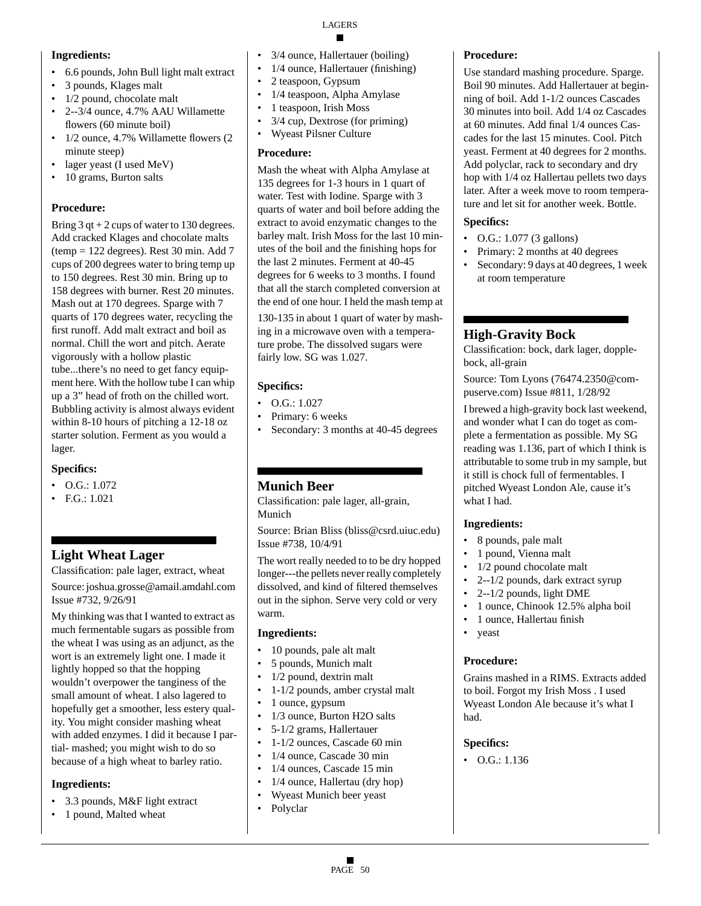**Ingredients:**

- 6.6 pounds, John Bull light malt extract
- 3 pounds, Klages malt
- 1/2 pound, chocolate malt
- 2--3/4 ounce, 4.7% AAU Willamette flowers (60 minute boil)
- 1/2 ounce, 4.7% Willamette flowers (2 minute steep)
- lager yeast (I used MeV)
- 10 grams, Burton salts

**Procedure:**

Bring 3 qt + 2 cups of water to 130 degrees. Add cracked Klages and chocolate malts (temp = 122 degrees). Rest 30 min. Add 7 cups of 200 degrees water to bring temp up to 150 degrees. Rest 30 min. Bring up to 158 degrees with burner. Rest 20 minutes. Mash out at 170 degrees. Sparge with 7 quarts of 170 degrees water, recycling the first runoff. Add malt extract and boil as normal. Chill the wort and pitch. Aerate vigorously with a hollow plastic tube...there's no need to get fancy equipment here. With the hollow tube I can whip up a 3" head of froth on the chilled wort. Bubbling activity is almost always evident within 8-10 hours of pitching a 12-18 oz starter solution. Ferment as you would a lager.

**Specifics:**

- O.G.: 1.072
- F.G.: 1.021

## Light Wheat Lager

Classification: pale lager, extract, wheat

Source: joshua.grosse@amail.amdahl.com Issue #732, 9/26/91

My thinking was that I wanted to extract as much fermentable sugars as possible from the wheat I was using as an adjunct, as the wort is an extremely light one. I made it lightly hopped so that the hopping wouldn't overpower the tanginess of the small amount of wheat. I also lagered to hopefully get a smoother, less estery quality. You might consider mashing wheat with added enzymes. I did it because I partial- mashed; you might wish to do so because of a high wheat to barley ratio.

**Ingredients:**

- 3.3 pounds, M&F light extract
- 1 pound, Malted wheat
- 3/4 ounce, Hallertauer (boiling)
- 1/4 ounce, Hallertauer (finishing)
- 2 teaspoon, Gypsum
- 1/4 teaspoon, Alpha Amylase
- 1 teaspoon, Irish Moss
- 3/4 cup, Dextrose (for priming)
- Wyeast Pilsner Culture

**Procedure:**

Mash the wheat with Alpha Amylase at 135 degrees for 1-3 hours in 1 quart of water. Test with Iodine. Sparge with 3 quarts of water and boil before adding the extract to avoid enzymatic changes to the barley malt. Irish Moss for the last 10 minutes of the boil and the finishing hops for the last 2 minutes. Ferment at 40-45 degrees for 6 weeks to 3 months. I found that all the starch completed conversion at the end of one hour. I held the mash temp at 130-135 in about 1 quart of water by mashing in a microwave oven with a temperature probe. The dissolved sugars were fairly low. SG was 1.027.

**Specifics:**

- O.G.: 1.027
- Primary: 6 weeks
- Secondary: 3 months at 40-45 degrees

## Munich Beer

Classification: pale lager, all-grain, Munich

Source: Brian Bliss (bliss@csrd.uiuc.edu) Issue #738, 10/4/91

The wort really needed to to be dry hopped longer---the pellets never really completely dissolved, and kind of filtered themselves out in the siphon. Serve very cold or very warm.

**Ingredients:**

- 10 pounds, pale alt malt
- 5 pounds, Munich malt
- 1/2 pound, dextrin malt
- 1-1/2 pounds, amber crystal malt
- 1 ounce, gypsum
- 1/3 ounce, Burton H2O salts
- 5-1/2 grams, Hallertauer
- 1-1/2 ounces, Cascade 60 min
- 1/4 ounce, Cascade 30 min
- 1/4 ounces, Cascade 15 min
- 1/4 ounce, Hallertau (dry hop)
- Wyeast Munich beer yeast
- Polyclar

**Procedure:**

Use standard mashing procedure. Sparge. Boil 90 minutes. Add Hallertauer at beginning of boil. Add 1-1/2 ounces Cascades 30 minutes into boil. Add 1/4 oz Cascades at 60 minutes. Add final 1/4 ounces Cascades for the last 15 minutes. Cool. Pitch yeast. Ferment at 40 degrees for 2 months. Add polyclar, rack to secondary and dry hop with 1/4 oz Hallertau pellets two days later. After a week move to room temperature and let sit for another week. Bottle.

**Specifics:**

- O.G.: 1.077 (3 gallons)
- Primary: 2 months at 40 degrees
- Secondary: 9 days at 40 degrees, 1 week at room temperature

## High-Gravity Bock

Classification: bock, dark lager, dopplebock, all-grain

Source: Tom Lyons (76474.2350@compuserve.com) Issue #811, 1/28/92

I brewed a high-gravity bock last weekend, and wonder what I can do toget as complete a fermentation as possible. My SG reading was 1.136, part of which I think is attributable to some trub in my sample, but it still is chock full of fermentables. I pitched Wyeast London Ale, cause it's what I had.

**Ingredients:**

- 8 pounds, pale malt
- 1 pound, Vienna malt
- 1/2 pound chocolate malt
- 2--1/2 pounds, dark extract syrup
- 2--1/2 pounds, light DME
- 1 ounce, Chinook 12.5% alpha boil
- 1 ounce, Hallertau finish
- yeast

**Procedure:**

Grains mashed in a RIMS. Extracts added to boil. Forgot my Irish Moss . I used Wyeast London Ale because it's what I had.

**Specifics:**

- O.G.: 1.136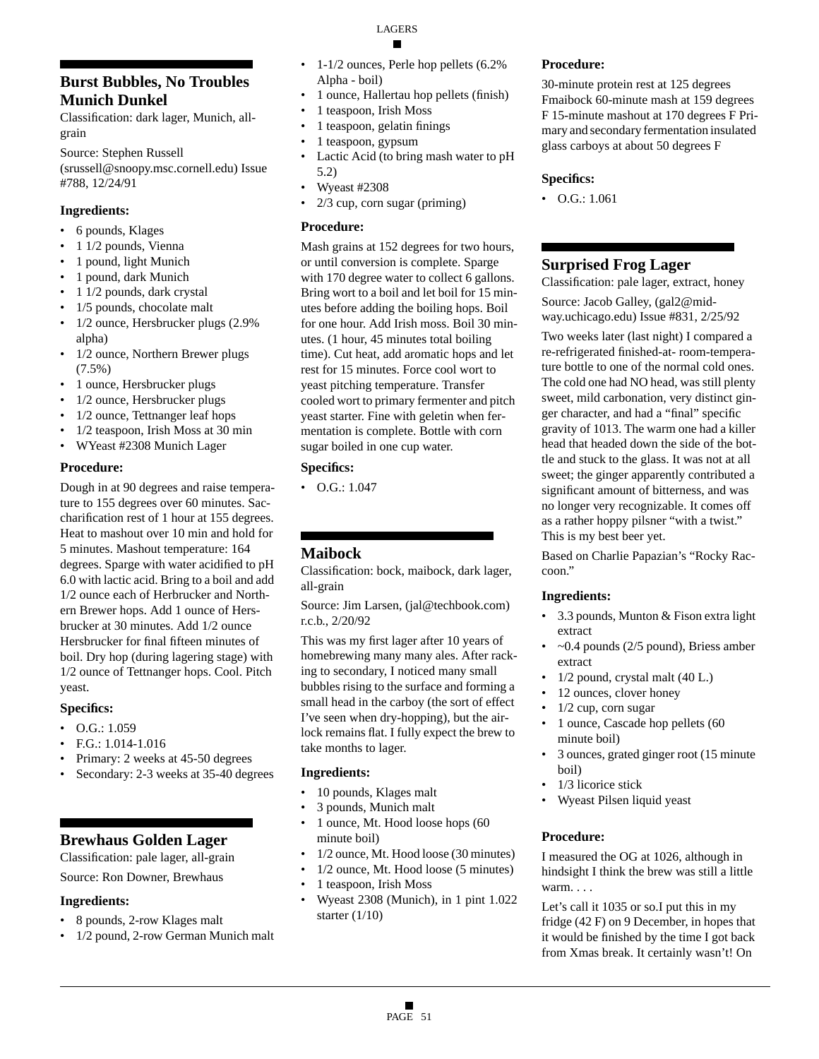## Burst Bubbles, No Troubles Munich Dunkel

Classification: dark lager, Munich, all-grain

Source: Stephen Russell (srussell@snoopy.msc.cornell.edu) Issue #788, 12/24/91

### Ingredients:

- 6 pounds, Klages
- 1 1/2 pounds, Vienna
- 1 pound, light Munich
- 1 pound, dark Munich
- 1 1/2 pounds, dark crystal
- 1/5 pounds, chocolate malt
- 1/2 ounce, Hersbrucker plugs (2.9% alpha)
- 1/2 ounce, Northern Brewer plugs (7.5%)
- 1 ounce, Hersbrucker plugs
- 1/2 ounce, Hersbrucker plugs
- 1/2 ounce, Tettnanger leaf hops
- 1/2 teaspoon, Irish Moss at 30 min
- WYeast #2308 Munich Lager

### Procedure:

Dough in at 90 degrees and raise temperature to 155 degrees over 60 minutes. Saccharification rest of 1 hour at 155 degrees. Heat to mashout over 10 min and hold for 5 minutes. Mashout temperature: 164 degrees. Sparge with water acidified to pH 6.0 with lactic acid. Bring to a boil and add 1/2 ounce each of Herbrucker and Northern Brewer hops. Add 1 ounce of Hersbrucker at 30 minutes. Add 1/2 ounce Hersbrucker for final fifteen minutes of boil. Dry hop (during lagering stage) with 1/2 ounce of Tettnanger hops. Cool. Pitch yeast.

### Specifics:

- O.G.: 1.059
- F.G.: 1.014-1.016
- Primary: 2 weeks at 45-50 degrees
- Secondary: 2-3 weeks at 35-40 degrees

## Brewhaus Golden Lager

Classification: pale lager, all-grain

Source: Ron Downer, Brewhaus

### Ingredients:

- 8 pounds, 2-row Klages malt
- 1/2 pound, 2-row German Munich malt
- 1-1/2 ounces, Perle hop pellets (6.2% Alpha - boil)
- 1 ounce, Hallertau hop pellets (finish)
- 1 teaspoon, Irish Moss
- 1 teaspoon, gelatin finings
- 1 teaspoon, gypsum
- Lactic Acid (to bring mash water to pH 5.2)
- Wyeast #2308
- 2/3 cup, corn sugar (priming)

### Procedure:

Mash grains at 152 degrees for two hours, or until conversion is complete. Sparge with 170 degree water to collect 6 gallons. Bring wort to a boil and let boil for 15 minutes before adding the boiling hops. Boil for one hour. Add Irish moss. Boil 30 minutes. (1 hour, 45 minutes total boiling time). Cut heat, add aromatic hops and let rest for 15 minutes. Force cool wort to yeast pitching temperature. Transfer cooled wort to primary fermenter and pitch yeast starter. Fine with geletin when fermentation is complete. Bottle with corn sugar boiled in one cup water.

### Specifics:

- O.G.: 1.047

## Maibock

Classification: bock, maibock, dark lager, all-grain

Source: Jim Larsen, (jal@techbook.com) r.c.b., 2/20/92

This was my first lager after 10 years of homebrewing many many ales. After racking to secondary, I noticed many small bubbles rising to the surface and forming a small head in the carboy (the sort of effect I've seen when dry-hopping), but the airlock remains flat. I fully expect the brew to take months to lager.

### Ingredients:

- 10 pounds, Klages malt
- 3 pounds, Munich malt
- 1 ounce, Mt. Hood loose hops (60 minute boil)
- 1/2 ounce, Mt. Hood loose (30 minutes)
- 1/2 ounce, Mt. Hood loose (5 minutes)
- 1 teaspoon, Irish Moss
- Wyeast 2308 (Munich), in 1 pint 1.022 starter (1/10)

### Procedure:

30-minute protein rest at 125 degrees Fmaibock 60-minute mash at 159 degrees F 15-minute mashout at 170 degrees F Primary and secondary fermentation insulated glass carboys at about 50 degrees F

### Specifics:

- O.G.: 1.061

## Surprised Frog Lager

Classification: pale lager, extract, honey

Source: Jacob Galley, (gal2@midway.uchicago.edu) Issue #831, 2/25/92

Two weeks later (last night) I compared a re-refrigerated finished-at- room-temperature bottle to one of the normal cold ones. The cold one had NO head, was still plenty sweet, mild carbonation, very distinct ginger character, and had a "final" specific gravity of 1013. The warm one had a killer head that headed down the side of the bottle and stuck to the glass. It was not at all sweet; the ginger apparently contributed a significant amount of bitterness, and was no longer very recognizable. It comes off as a rather hoppy pilsner "with a twist." This is my best beer yet.

Based on Charlie Papazian's "Rocky Raccoon."

### Ingredients:

- 3.3 pounds, Munton & Fison extra light extract
- ~0.4 pounds (2/5 pound), Briess amber extract
- 1/2 pound, crystal malt (40 L.)
- 12 ounces, clover honey
- 1/2 cup, corn sugar
- 1 ounce, Cascade hop pellets (60 minute boil)
- 3 ounces, grated ginger root (15 minute boil)
- 1/3 licorice stick
- Wyeast Pilsen liquid yeast

### Procedure:

I measured the OG at 1026, although in hindsight I think the brew was still a little warm. . . .

Let's call it 1035 or so.I put this in my fridge (42 F) on 9 December, in hopes that it would be finished by the time I got back from Xmas break. It certainly wasn't! On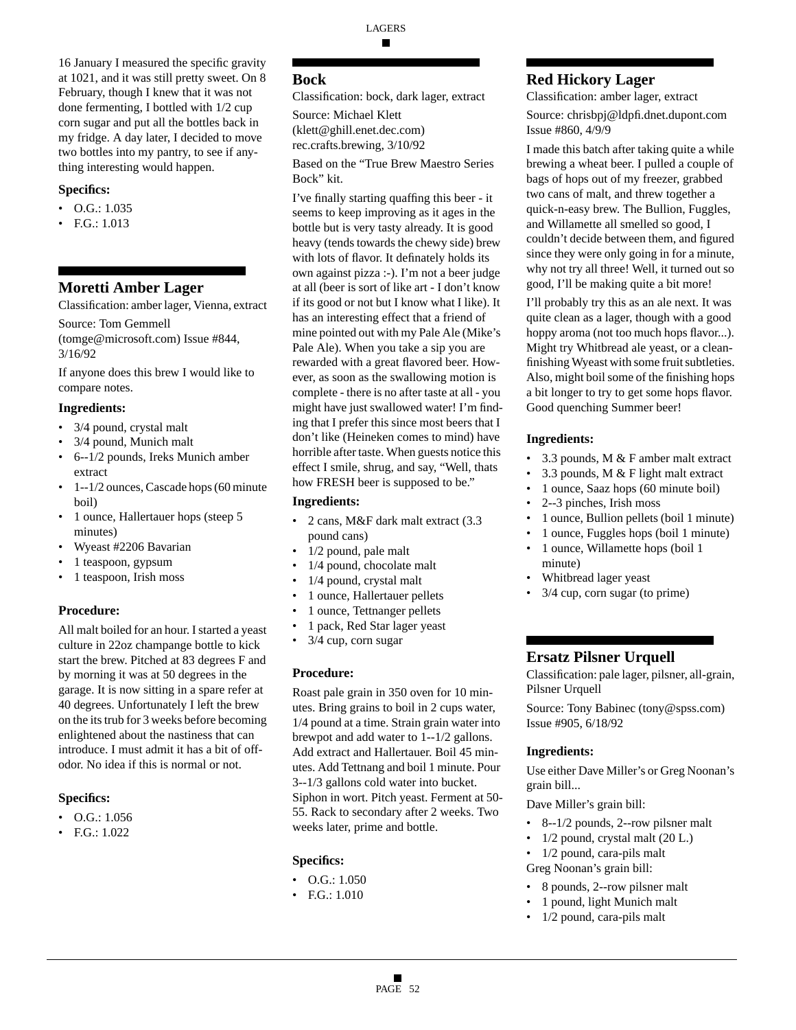16 January I measured the specific gravity at 1021, and it was still pretty sweet. On 8 February, though I knew that it was not done fermenting, I bottled with 1/2 cup corn sugar and put all the bottles back in my fridge. A day later, I decided to move two bottles into my pantry, to see if anything interesting would happen.

### Specifics:

- O.G.: 1.035
- F.G.: 1.013

## Moretti Amber Lager

Classification: amber lager, Vienna, extract

Source: Tom Gemmell (tomge@microsoft.com) Issue #844, 3/16/92

If anyone does this brew I would like to compare notes.

### Ingredients:

- 3/4 pound, crystal malt
- 3/4 pound, Munich malt
- 6--1/2 pounds, Ireks Munich amber extract
- 1--1/2 ounces, Cascade hops (60 minute boil)
- 1 ounce, Hallertauer hops (steep 5 minutes)
- Wyeast #2206 Bavarian
- 1 teaspoon, gypsum
- 1 teaspoon, Irish moss

### Procedure:

All malt boiled for an hour. I started a yeast culture in 22oz champange bottle to kick start the brew. Pitched at 83 degrees F and by morning it was at 50 degrees in the garage. It is now sitting in a spare refer at 40 degrees. Unfortunately I left the brew on the its trub for 3 weeks before becoming enlightened about the nastiness that can introduce. I must admit it has a bit of off-odor. No idea if this is normal or not.

### Specifics:

- O.G.: 1.056
- F.G.: 1.022

## Bock

Classification: bock, dark lager, extract

Source: Michael Klett (klett@ghill.enet.dec.com) rec.crafts.brewing, 3/10/92

Based on the "True Brew Maestro Series Bock" kit.

I've finally starting quaffing this beer - it seems to keep improving as it ages in the bottle but is very tasty already. It is good heavy (tends towards the chewy side) brew with lots of flavor. It definately holds its own against pizza :-). I'm not a beer judge at all (beer is sort of like art - I don't know if its good or not but I know what I like). It has an interesting effect that a friend of mine pointed out with my Pale Ale (Mike's Pale Ale). When you take a sip you are rewarded with a great flavored beer. However, as soon as the swallowing motion is complete - there is no after taste at all - you might have just swallowed water! I'm finding that I prefer this since most beers that I don't like (Heineken comes to mind) have horrible after taste. When guests notice this effect I smile, shrug, and say, "Well, thats how FRESH beer is supposed to be."

### Ingredients:

- 2 cans, M&F dark malt extract (3.3 pound cans)
- 1/2 pound, pale malt
- 1/4 pound, chocolate malt
- 1/4 pound, crystal malt
- 1 ounce, Hallertauer pellets
- 1 ounce, Tettnanger pellets
- 1 pack, Red Star lager yeast
- 3/4 cup, corn sugar

### Procedure:

Roast pale grain in 350 oven for 10 minutes. Bring grains to boil in 2 cups water, 1/4 pound at a time. Strain grain water into brewpot and add water to 1--1/2 gallons. Add extract and Hallertauer. Boil 45 minutes. Add Tettnang and boil 1 minute. Pour 3--1/3 gallons cold water into bucket. Siphon in wort. Pitch yeast. Ferment at 50-55. Rack to secondary after 2 weeks. Two weeks later, prime and bottle.

### Specifics:

- O.G.: 1.050
- F.G.: 1.010

## Red Hickory Lager

Classification: amber lager, extract

Source: chrisbpj@ldpfi.dnet.dupont.com Issue #860, 4/9/9

I made this batch after taking quite a while brewing a wheat beer. I pulled a couple of bags of hops out of my freezer, grabbed two cans of malt, and threw together a quick-n-easy brew. The Bullion, Fuggles, and Willamette all smelled so good, I couldn't decide between them, and figured since they were only going in for a minute, why not try all three! Well, it turned out so good, I'll be making quite a bit more!

I'll probably try this as an ale next. It was quite clean as a lager, though with a good hoppy aroma (not too much hops flavor...). Might try Whitbread ale yeast, or a clean-finishing Wyeast with some fruit subtleties. Also, might boil some of the finishing hops a bit longer to try to get some hops flavor. Good quenching Summer beer!

### Ingredients:

- 3.3 pounds, M & F amber malt extract
- 3.3 pounds, M & F light malt extract
- 1 ounce, Saaz hops (60 minute boil)
- 2--3 pinches, Irish moss
- 1 ounce, Bullion pellets (boil 1 minute)
- 1 ounce, Fuggles hops (boil 1 minute)
- 1 ounce, Willamette hops (boil 1 minute)
- Whitbread lager yeast
- 3/4 cup, corn sugar (to prime)

## Ersatz Pilsner Urquell

Classification: pale lager, pilsner, all-grain, Pilsner Urquell

Source: Tony Babinec (tony@spss.com) Issue #905, 6/18/92

### Ingredients:

Use either Dave Miller's or Greg Noonan's grain bill...

Dave Miller's grain bill:

- 8--1/2 pounds, 2--row pilsner malt
- 1/2 pound, crystal malt (20 L.)
- 1/2 pound, cara-pils malt

Greg Noonan's grain bill:

- 8 pounds, 2--row pilsner malt
- 1 pound, light Munich malt
- 1/2 pound, cara-pils malt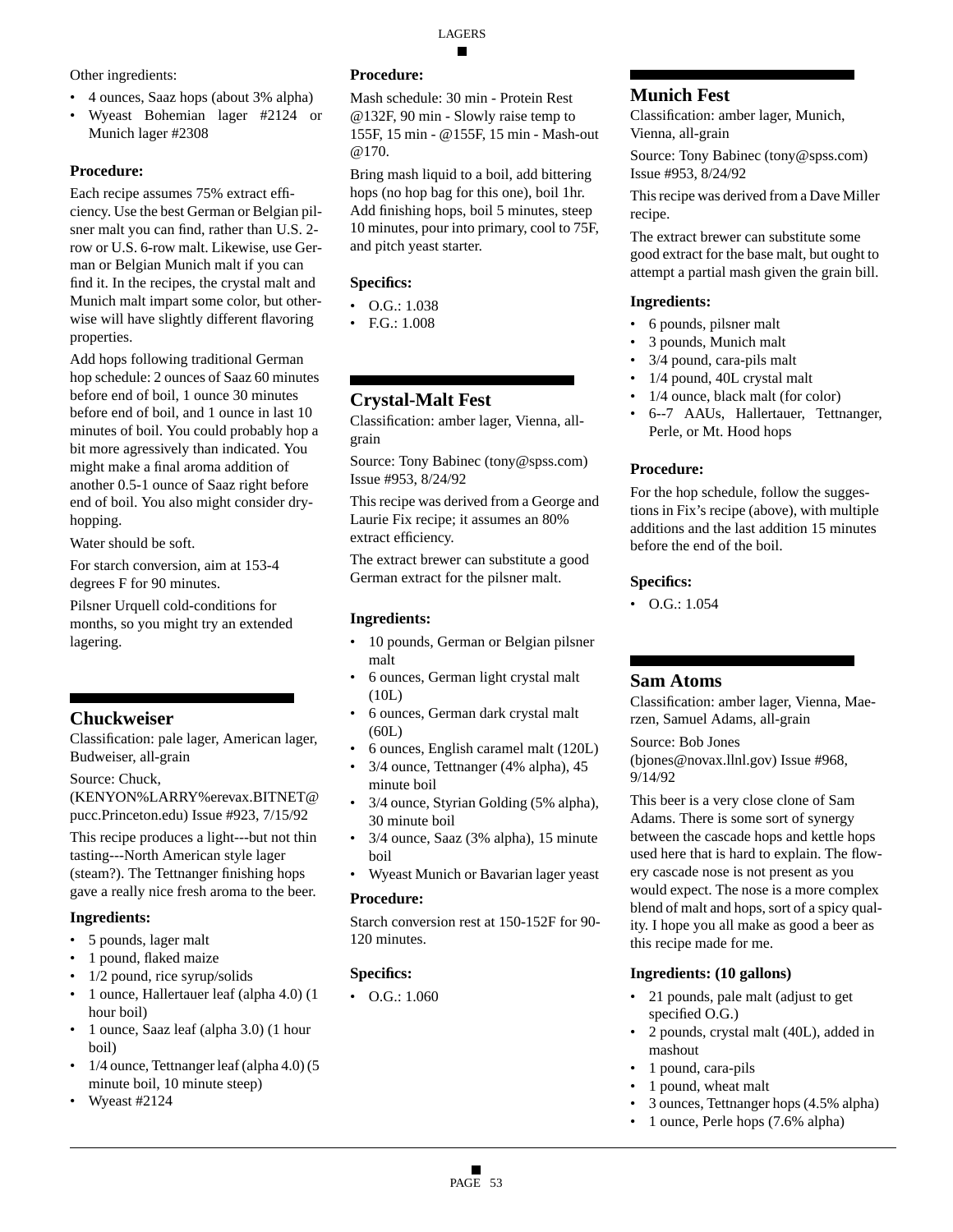Other ingredients:

- 4 ounces, Saaz hops (about 3% alpha)
- Wyeast Bohemian lager #2124 or Munich lager #2308

**Procedure:**

Each recipe assumes 75% extract efficiency. Use the best German or Belgian pilsner malt you can find, rather than U.S. 2-row or U.S. 6-row malt. Likewise, use German or Belgian Munich malt if you can find it. In the recipes, the crystal malt and Munich malt impart some color, but otherwise will have slightly different flavoring properties.

Add hops following traditional German hop schedule: 2 ounces of Saaz 60 minutes before end of boil, 1 ounce 30 minutes before end of boil, and 1 ounce in last 10 minutes of boil. You could probably hop a bit more agressively than indicated. You might make a final aroma addition of another 0.5-1 ounce of Saaz right before end of boil. You also might consider dry-hopping.

Water should be soft.

For starch conversion, aim at 153-4 degrees F for 90 minutes.

Pilsner Urquell cold-conditions for months, so you might try an extended lagering.

## Chuckweiser

Classification: pale lager, American lager, Budweiser, all-grain

Source: Chuck, (KENYON%LARRY%erevax.BITNET@pucc.Princeton.edu) Issue #923, 7/15/92

This recipe produces a light---but not thin tasting---North American style lager (steam?). The Tettnanger finishing hops gave a really nice fresh aroma to the beer.

**Ingredients:**

- 5 pounds, lager malt
- 1 pound, flaked maize
- 1/2 pound, rice syrup/solids
- 1 ounce, Hallertauer leaf (alpha 4.0) (1 hour boil)
- 1 ounce, Saaz leaf (alpha 3.0) (1 hour boil)
- 1/4 ounce, Tettnanger leaf (alpha 4.0) (5 minute boil, 10 minute steep)
- Wyeast #2124

**Procedure:**

Mash schedule: 30 min - Protein Rest @132F, 90 min - Slowly raise temp to 155F, 15 min - @155F, 15 min - Mash-out @170.

Bring mash liquid to a boil, add bittering hops (no hop bag for this one), boil 1hr. Add finishing hops, boil 5 minutes, steep 10 minutes, pour into primary, cool to 75F, and pitch yeast starter.

**Specifics:**

- O.G.: 1.038
- F.G.: 1.008

## Crystal-Malt Fest

Classification: amber lager, Vienna, all-grain

Source: Tony Babinec (tony@spss.com) Issue #953, 8/24/92

This recipe was derived from a George and Laurie Fix recipe; it assumes an 80% extract efficiency.

The extract brewer can substitute a good German extract for the pilsner malt.

**Ingredients:**

- 10 pounds, German or Belgian pilsner malt
- 6 ounces, German light crystal malt (10L)
- 6 ounces, German dark crystal malt (60L)
- 6 ounces, English caramel malt (120L)
- 3/4 ounce, Tettnanger (4% alpha), 45 minute boil
- 3/4 ounce, Styrian Golding (5% alpha), 30 minute boil
- 3/4 ounce, Saaz (3% alpha), 15 minute boil
- Wyeast Munich or Bavarian lager yeast

**Procedure:**

Starch conversion rest at 150-152F for 90-120 minutes.

**Specifics:**

- O.G.: 1.060

## Munich Fest

Classification: amber lager, Munich, Vienna, all-grain

Source: Tony Babinec (tony@spss.com) Issue #953, 8/24/92

This recipe was derived from a Dave Miller recipe.

The extract brewer can substitute some good extract for the base malt, but ought to attempt a partial mash given the grain bill.

**Ingredients:**

- 6 pounds, pilsner malt
- 3 pounds, Munich malt
- 3/4 pound, cara-pils malt
- 1/4 pound, 40L crystal malt
- 1/4 ounce, black malt (for color)
- 6--7 AAUs, Hallertauer, Tettnanger, Perle, or Mt. Hood hops

**Procedure:**

For the hop schedule, follow the suggestions in Fix's recipe (above), with multiple additions and the last addition 15 minutes before the end of the boil.

**Specifics:**

- O.G.: 1.054

## Sam Atoms

Classification: amber lager, Vienna, Maerzen, Samuel Adams, all-grain

Source: Bob Jones (bjones@novax.llnl.gov) Issue #968, 9/14/92

This beer is a very close clone of Sam Adams. There is some sort of synergy between the cascade hops and kettle hops used here that is hard to explain. The flowery cascade nose is not present as you would expect. The nose is a more complex blend of malt and hops, sort of a spicy quality. I hope you all make as good a beer as this recipe made for me.

**Ingredients: (10 gallons)**

- 21 pounds, pale malt (adjust to get specified O.G.)
- 2 pounds, crystal malt (40L), added in mashout
- 1 pound, cara-pils
- 1 pound, wheat malt
- 3 ounces, Tettnanger hops (4.5% alpha)
- 1 ounce, Perle hops (7.6% alpha)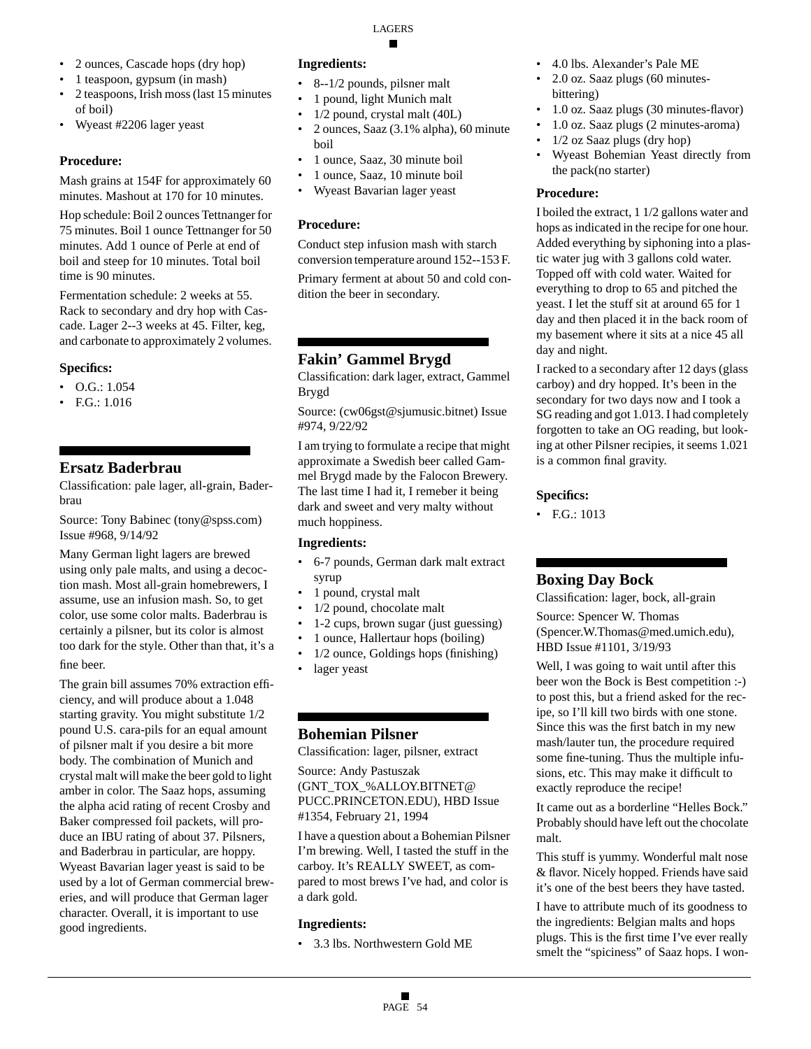- 2 ounces, Cascade hops (dry hop)
- 1 teaspoon, gypsum (in mash)
- 2 teaspoons, Irish moss (last 15 minutes of boil)
- Wyeast #2206 lager yeast

### Procedure:

Mash grains at 154F for approximately 60 minutes. Mashout at 170 for 10 minutes.

Hop schedule: Boil 2 ounces Tettnanger for 75 minutes. Boil 1 ounce Tettnanger for 50 minutes. Add 1 ounce of Perle at end of boil and steep for 10 minutes. Total boil time is 90 minutes.

Fermentation schedule: 2 weeks at 55. Rack to secondary and dry hop with Cascade. Lager 2--3 weeks at 45. Filter, keg, and carbonate to approximately 2 volumes.

### Specifics:

- O.G.: 1.054
- F.G.: 1.016

## Ersatz Baderbrau

Classification: pale lager, all-grain, Baderbrau

Source: Tony Babinec (tony@spss.com) Issue #968, 9/14/92

Many German light lagers are brewed using only pale malts, and using a decoction mash. Most all-grain homebrewers, I assume, use an infusion mash. So, to get color, use some color malts. Baderbrau is certainly a pilsner, but its color is almost too dark for the style. Other than that, it's a fine beer.

The grain bill assumes 70% extraction efficiency, and will produce about a 1.048 starting gravity. You might substitute 1/2 pound U.S. cara-pils for an equal amount of pilsner malt if you desire a bit more body. The combination of Munich and crystal malt will make the beer gold to light amber in color. The Saaz hops, assuming the alpha acid rating of recent Crosby and Baker compressed foil packets, will produce an IBU rating of about 37. Pilsners, and Baderbrau in particular, are hoppy. Wyeast Bavarian lager yeast is said to be used by a lot of German commercial breweries, and will produce that German lager character. Overall, it is important to use good ingredients.

### Ingredients:

- 8--1/2 pounds, pilsner malt
- 1 pound, light Munich malt
- 1/2 pound, crystal malt (40L)
- 2 ounces, Saaz (3.1% alpha), 60 minute boil
- 1 ounce, Saaz, 30 minute boil
- 1 ounce, Saaz, 10 minute boil
- Wyeast Bavarian lager yeast

### Procedure:

Conduct step infusion mash with starch conversion temperature around 152--153 F.

Primary ferment at about 50 and cold condition the beer in secondary.

## Fakin' Gammel Brygd

Classification: dark lager, extract, Gammel Brygd

Source: (cw06gst@sjumusic.bitnet) Issue #974, 9/22/92

I am trying to formulate a recipe that might approximate a Swedish beer called Gammel Brygd made by the Falocon Brewery. The last time I had it, I remeber it being dark and sweet and very malty without much hoppiness.

### Ingredients:

- 6-7 pounds, German dark malt extract syrup
- 1 pound, crystal malt
- 1/2 pound, chocolate malt
- 1-2 cups, brown sugar (just guessing)
- 1 ounce, Hallertaur hops (boiling)
- 1/2 ounce, Goldings hops (finishing)
- lager yeast

## Bohemian Pilsner

Classification: lager, pilsner, extract

Source: Andy Pastuszak (GNT_TOX_%ALLOY.BITNET@PUCC.PRINCETON.EDU), HBD Issue #1354, February 21, 1994

I have a question about a Bohemian Pilsner I'm brewing. Well, I tasted the stuff in the carboy. It's REALLY SWEET, as compared to most brews I've had, and color is a dark gold.

### Ingredients:

- 3.3 lbs. Northwestern Gold ME
- 4.0 lbs. Alexander's Pale ME
- 2.0 oz. Saaz plugs (60 minutes-bittering)
- 1.0 oz. Saaz plugs (30 minutes-flavor)
- 1.0 oz. Saaz plugs (2 minutes-aroma)
- 1/2 oz Saaz plugs (dry hop)
- Wyeast Bohemian Yeast directly from the pack(no starter)

### Procedure:

I boiled the extract, 1 1/2 gallons water and hops as indicated in the recipe for one hour. Added everything by siphoning into a plastic water jug with 3 gallons cold water. Topped off with cold water. Waited for everything to drop to 65 and pitched the yeast. I let the stuff sit at around 65 for 1 day and then placed it in the back room of my basement where it sits at a nice 45 all day and night.

I racked to a secondary after 12 days (glass carboy) and dry hopped. It's been in the secondary for two days now and I took a SG reading and got 1.013. I had completely forgotten to take an OG reading, but looking at other Pilsner recipies, it seems 1.021 is a common final gravity.

### Specifics:

- F.G.: 1013

## Boxing Day Bock

Classification: lager, bock, all-grain

Source: Spencer W. Thomas (Spencer.W.Thomas@med.umich.edu), HBD Issue #1101, 3/19/93

Well, I was going to wait until after this beer won the Bock is Best competition :-) to post this, but a friend asked for the recipe, so I'll kill two birds with one stone. Since this was the first batch in my new mash/lauter tun, the procedure required some fine-tuning. Thus the multiple infusions, etc. This may make it difficult to exactly reproduce the recipe!

It came out as a borderline "Helles Bock." Probably should have left out the chocolate malt.

This stuff is yummy. Wonderful malt nose & flavor. Nicely hopped. Friends have said it's one of the best beers they have tasted.

I have to attribute much of its goodness to the ingredients: Belgian malts and hops plugs. This is the first time I've ever really smelt the "spiciness" of Saaz hops. I won-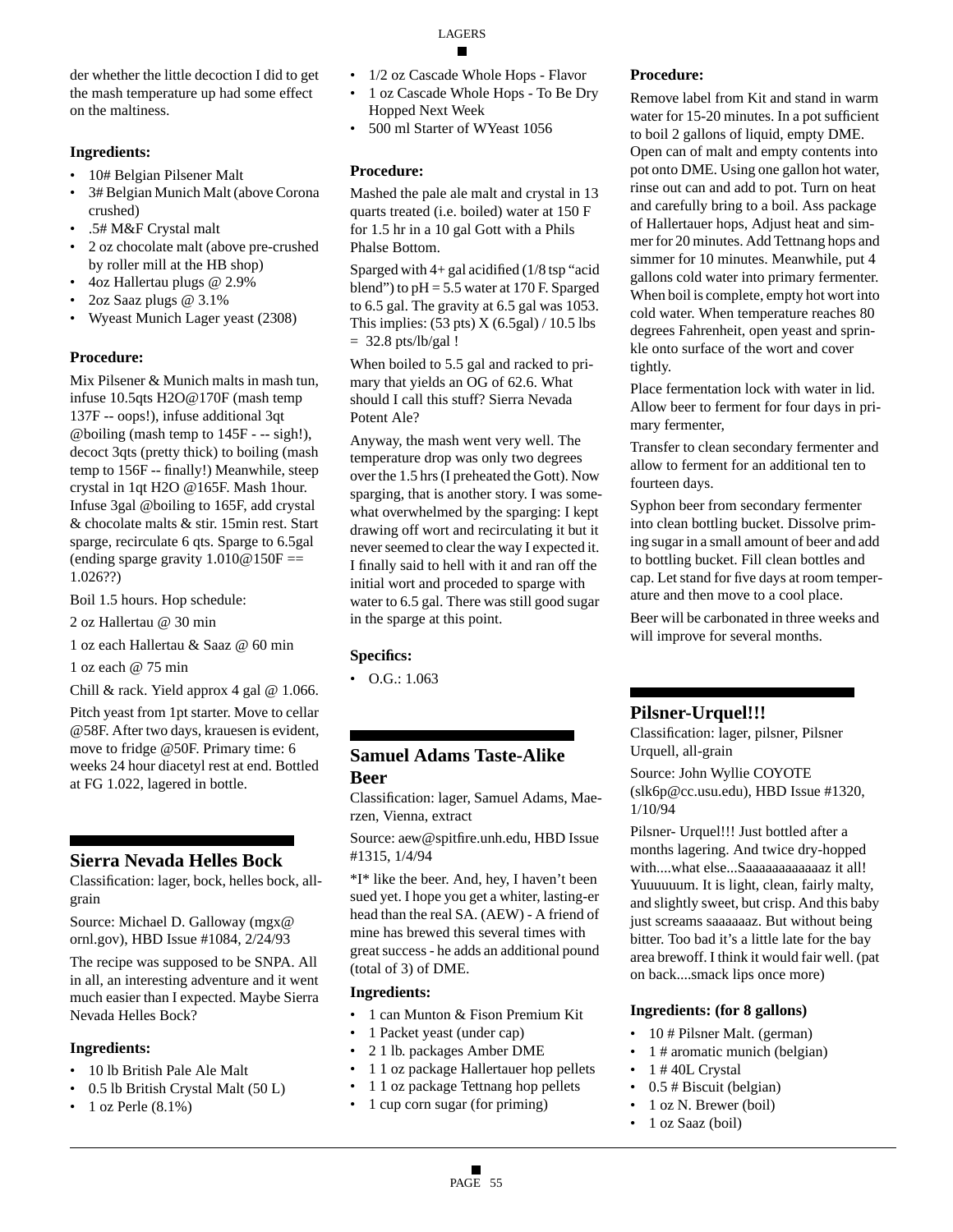der whether the little decoction I did to get the mash temperature up had some effect on the maltiness.

### Ingredients:

- 10# Belgian Pilsener Malt
- 3# Belgian Munich Malt (above Corona crushed)
- .5# M&F Crystal malt
- 2 oz chocolate malt (above pre-crushed by roller mill at the HB shop)
- 4oz Hallertau plugs @ 2.9%
- 2oz Saaz plugs @ 3.1%
- Wyeast Munich Lager yeast (2308)

### Procedure:

Mix Pilsener & Munich malts in mash tun, infuse 10.5qts H2O@170F (mash temp 137F -- oops!), infuse additional 3qt @boiling (mash temp to 145F - -- sigh!), decoct 3qts (pretty thick) to boiling (mash temp to 156F -- finally!) Meanwhile, steep crystal in 1qt H2O @165F. Mash 1hour. Infuse 3gal @boiling to 165F, add crystal & chocolate malts & stir. 15min rest. Start sparge, recirculate 6 qts. Sparge to 6.5gal (ending sparge gravity 1.010@150F == 1.026??)

Boil 1.5 hours. Hop schedule:

2 oz Hallertau @ 30 min

1 oz each Hallertau & Saaz @ 60 min

1 oz each @ 75 min

Chill & rack. Yield approx 4 gal @ 1.066.

Pitch yeast from 1pt starter. Move to cellar @58F. After two days, krauesen is evident, move to fridge @50F. Primary time: 6 weeks 24 hour diacetyl rest at end. Bottled at FG 1.022, lagered in bottle.

## Sierra Nevada Helles Bock

Classification: lager, bock, helles bock, all-grain

Source: Michael D. Galloway (mgx@ornl.gov), HBD Issue #1084, 2/24/93

The recipe was supposed to be SNPA. All in all, an interesting adventure and it went much easier than I expected. Maybe Sierra Nevada Helles Bock?

### Ingredients:

- 10 lb British Pale Ale Malt
- 0.5 lb British Crystal Malt (50 L)
- 1 oz Perle (8.1%)
- 1/2 oz Cascade Whole Hops - Flavor
- 1 oz Cascade Whole Hops - To Be Dry Hopped Next Week
- 500 ml Starter of WYeast 1056

### Procedure:

Mashed the pale ale malt and crystal in 13 quarts treated (i.e. boiled) water at 150 F for 1.5 hr in a 10 gal Gott with a Phils Phalse Bottom.

Sparged with 4+ gal acidified (1/8 tsp "acid blend") to pH = 5.5 water at 170 F. Sparged to 6.5 gal. The gravity at 6.5 gal was 1053. This implies: (53 pts) X (6.5gal) / 10.5 lbs = 32.8 pts/lb/gal !

When boiled to 5.5 gal and racked to primary that yields an OG of 62.6. What should I call this stuff? Sierra Nevada Potent Ale?

Anyway, the mash went very well. The temperature drop was only two degrees over the 1.5 hrs (I preheated the Gott). Now sparging, that is another story. I was somewhat overwhelmed by the sparging: I kept drawing off wort and recirculating it but it never seemed to clear the way I expected it. I finally said to hell with it and ran off the initial wort and proceeded to sparge with water to 6.5 gal. There was still good sugar in the sparge at this point.

### Specifics:

- O.G.: 1.063

## Samuel Adams Taste-Alike Beer

Classification: lager, Samuel Adams, Maerzen, Vienna, extract

Source: aew@spitfire.unh.edu, HBD Issue #1315, 1/4/94

*I* like the beer. And, hey, I haven't been sued yet. I hope you get a whiter, lasting-er head than the real SA. (AEW) - A friend of mine has brewed this several times with great success - he adds an additional pound (total of 3) of DME.

### Ingredients:

- 1 can Munton & Fison Premium Kit
- 1 Packet yeast (under cap)
- 2 1 lb. packages Amber DME
- 1 1 oz package Hallertauer hop pellets
- 1 1 oz package Tettnang hop pellets
- 1 cup corn sugar (for priming)

### Procedure:

Remove label from Kit and stand in warm water for 15-20 minutes. In a pot sufficient to boil 2 gallons of liquid, empty DME. Open can of malt and empty contents into pot onto DME. Using one gallon hot water, rinse out can and add to pot. Turn on heat and carefully bring to a boil. Ass package of Hallertauer hops, Adjust heat and simmer for 20 minutes. Add Tettnang hops and simmer for 10 minutes. Meanwhile, put 4 gallons cold water into primary fermenter. When boil is complete, empty hot wort into cold water. When temperature reaches 80 degrees Fahrenheit, open yeast and sprinkle onto surface of the wort and cover tightly.

Place fermentation lock with water in lid. Allow beer to ferment for four days in primary fermenter,

Transfer to clean secondary fermenter and allow to ferment for an additional ten to fourteen days.

Syphon beer from secondary fermenter into clean bottling bucket. Dissolve priming sugar in a small amount of beer and add to bottling bucket. Fill clean bottles and cap. Let stand for five days at room temperature and then move to a cool place.

Beer will be carbonated in three weeks and will improve for several months.

## Pilsner-Urquel!!!

Classification: lager, pilsner, Pilsner Urquell, all-grain

Source: John Wyllie COYOTE (slk6p@cc.usu.edu), HBD Issue #1320, 1/10/94

Pilsner- Urquel!!! Just bottled after a months lagering. And twice dry-hopped with....what else...Saaaaaaaaaaaaz it all! Yuuuuuum. It is light, clean, fairly malty, and slightly sweet, but crisp. And this baby just screams saaaaaaz. But without being bitter. Too bad it's a little late for the bay area brewoff. I think it would fair well. (pat on back....smack lips once more)

### Ingredients: (for 8 gallons)

- 10 # Pilsner Malt. (german)
- 1 # aromatic munich (belgian)
- 1 # 40L Crystal
- 0.5 # Biscuit (belgian)
- 1 oz N. Brewer (boil)
- 1 oz Saaz (boil)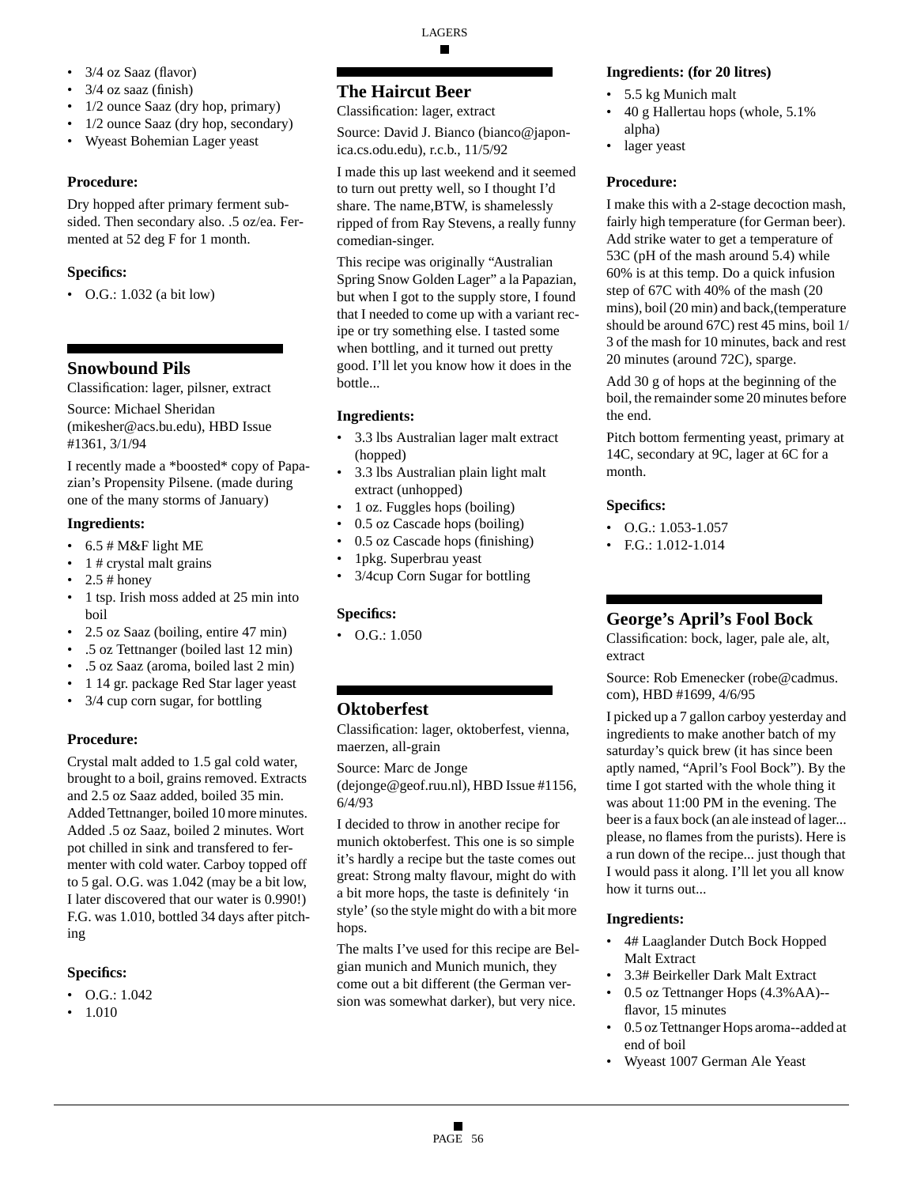- 3/4 oz Saaz (flavor)
- 3/4 oz saaz (finish)
- 1/2 ounce Saaz (dry hop, primary)
- 1/2 ounce Saaz (dry hop, secondary)
- Wyeast Bohemian Lager yeast

### Procedure:

Dry hopped after primary ferment subsided. Then secondary also. .5 oz/ea. Fermented at 52 deg F for 1 month.

### Specifics:

- O.G.: 1.032 (a bit low)

## Snowbound Pils

Classification: lager, pilsner, extract

Source: Michael Sheridan (mikesher@acs.bu.edu), HBD Issue #1361, 3/1/94

I recently made a *boosted* copy of Papazian's Propensity Pilsene. (made during one of the many storms of January)

### Ingredients:

- 6.5 # M&F light ME
- 1 # crystal malt grains
- 2.5 # honey
- 1 tsp. Irish moss added at 25 min into boil
- 2.5 oz Saaz (boiling, entire 47 min)
- .5 oz Tettnanger (boiled last 12 min)
- .5 oz Saaz (aroma, boiled last 2 min)
- 1 14 gr. package Red Star lager yeast
- 3/4 cup corn sugar, for bottling

### Procedure:

Crystal malt added to 1.5 gal cold water, brought to a boil, grains removed. Extracts and 2.5 oz Saaz added, boiled 35 min. Added Tettnanger, boiled 10 more minutes. Added .5 oz Saaz, boiled 2 minutes. Wort pot chilled in sink and transfered to fermenter with cold water. Carboy topped off to 5 gal. O.G. was 1.042 (may be a bit low, I later discovered that our water is 0.990!) F.G. was 1.010, bottled 34 days after pitching

### Specifics:

- O.G.: 1.042
- 1.010

## The Haircut Beer

Classification: lager, extract

Source: David J. Bianco (bianco@japonica.cs.odu.edu), r.c.b., 11/5/92

I made this up last weekend and it seemed to turn out pretty well, so I thought I'd share. The name,BTW, is shamelessly ripped of from Ray Stevens, a really funny comedian-singer.

This recipe was originally "Australian Spring Snow Golden Lager" a la Papazian, but when I got to the supply store, I found that I needed to come up with a variant recipe or try something else. I tasted some when bottling, and it turned out pretty good. I'll let you know how it does in the bottle...

### Ingredients:

- 3.3 lbs Australian lager malt extract (hopped)
- 3.3 lbs Australian plain light malt extract (unhopped)
- 1 oz. Fuggles hops (boiling)
- 0.5 oz Cascade hops (boiling)
- 0.5 oz Cascade hops (finishing)
- 1pkg. Superbrau yeast
- 3/4cup Corn Sugar for bottling

### Specifics:

- O.G.: 1.050

## Oktoberfest

Classification: lager, oktoberfest, vienna, maerzen, all-grain

Source: Marc de Jonge (dejonge@geof.ruu.nl), HBD Issue #1156, 6/4/93

I decided to throw in another recipe for munich oktoberfest. This one is so simple it's hardly a recipe but the taste comes out great: Strong malty flavour, might do with a bit more hops, the taste is definitely 'in style' (so the style might do with a bit more hops.

The malts I've used for this recipe are Belgian munich and Munich munich, they come out a bit different (the German version was somewhat darker), but very nice.

### Ingredients: (for 20 litres)

- 5.5 kg Munich malt
- 40 g Hallertau hops (whole, 5.1% alpha)
- lager yeast

### Procedure:

I make this with a 2-stage decoction mash, fairly high temperature (for German beer). Add strike water to get a temperature of 53C (pH of the mash around 5.4) while 60% is at this temp. Do a quick infusion step of 67C with 40% of the mash (20 mins), boil (20 min) and back,(temperature should be around 67C) rest 45 mins, boil 1/3 of the mash for 10 minutes, back and rest 20 minutes (around 72C), sparge.

Add 30 g of hops at the beginning of the boil, the remainder some 20 minutes before the end.

Pitch bottom fermenting yeast, primary at 14C, secondary at 9C, lager at 6C for a month.

### Specifics:

- O.G.: 1.053-1.057
- F.G.: 1.012-1.014

## George's April's Fool Bock

Classification: bock, lager, pale ale, alt, extract

Source: Rob Emenecker (robe@cadmus.com), HBD #1699, 4/6/95

I picked up a 7 gallon carboy yesterday and ingredients to make another batch of my saturday's quick brew (it has since been aptly named, "April's Fool Bock"). By the time I got started with the whole thing it was about 11:00 PM in the evening. The beer is a faux bock (an ale instead of lager... please, no flames from the purists). Here is a run down of the recipe... just though that I would pass it along. I'll let you all know how it turns out...

### Ingredients:

- 4# Laaglander Dutch Bock Hopped Malt Extract
- 3.3# Beirkeller Dark Malt Extract
- 0.5 oz Tettnanger Hops (4.3%AA)--flavor, 15 minutes
- 0.5 oz Tettnanger Hops aroma--added at end of boil
- Wyeast 1007 German Ale Yeast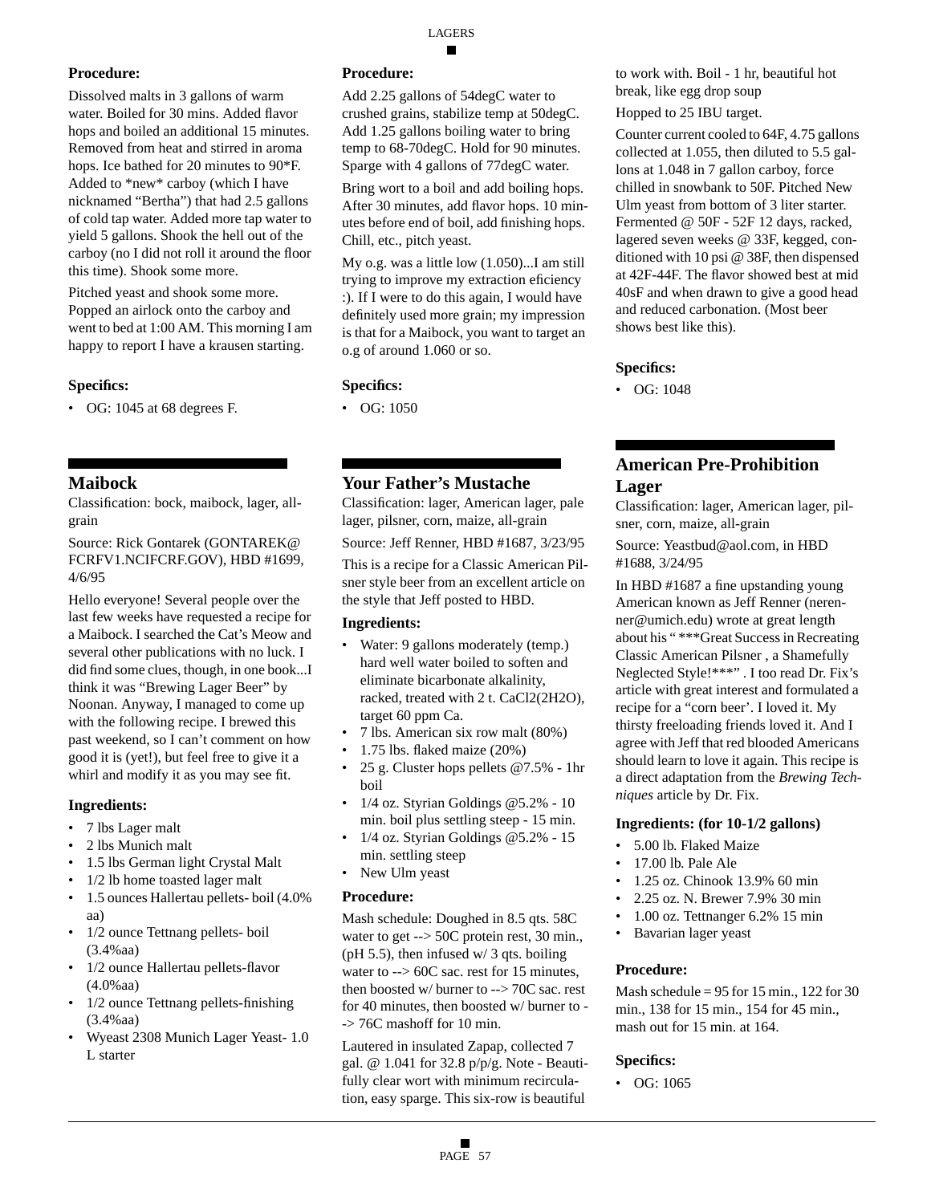**Procedure:**

Dissolved malts in 3 gallons of warm water. Boiled for 30 mins. Added flavor hops and boiled an additional 15 minutes. Removed from heat and stirred in aroma hops. Ice bathed for 20 minutes to 90*F. Added to *new* carboy (which I have nicknamed "Bertha") that had 2.5 gallons of cold tap water. Added more tap water to yield 5 gallons. Shook the hell out of the carboy (no I did not roll it around the floor this time). Shook some more.

Pitched yeast and shook some more. Popped an airlock onto the carboy and went to bed at 1:00 AM. This morning I am happy to report I have a krausen starting.

**Specifics:**

- OG: 1045 at 68 degrees F.

## Maibock

Classification: bock, maibock, lager, all-grain

Source: Rick Gontarek (GONTAREK@FCRFV1.NCIFCRF.GOV), HBD #1699, 4/6/95

Hello everyone! Several people over the last few weeks have requested a recipe for a Maibock. I searched the Cat's Meow and several other publications with no luck. I did find some clues, though, in one book...I think it was "Brewing Lager Beer" by Noonan. Anyway, I managed to come up with the following recipe. I brewed this past weekend, so I can't comment on how good it is (yet!), but feel free to give it a whirl and modify it as you may see fit.

**Ingredients:**

- 7 lbs Lager malt
- 2 lbs Munich malt
- 1.5 lbs German light Crystal Malt
- 1/2 lb home toasted lager malt
- 1.5 ounces Hallertau pellets- boil (4.0% aa)
- 1/2 ounce Tettnang pellets- boil (3.4%aa)
- 1/2 ounce Hallertau pellets-flavor (4.0%aa)
- 1/2 ounce Tettnang pellets-finishing (3.4%aa)
- Wyeast 2308 Munich Lager Yeast- 1.0 L starter

**Procedure:**

Add 2.25 gallons of 54degC water to crushed grains, stabilize temp at 50degC. Add 1.25 gallons boiling water to bring temp to 68-70degC. Hold for 90 minutes. Sparge with 4 gallons of 77degC water.

Bring wort to a boil and add boiling hops. After 30 minutes, add flavor hops. 10 minutes before end of boil, add finishing hops. Chill, etc., pitch yeast.

My o.g. was a little low (1.050)...I am still trying to improve my extraction eficiency :). If I were to do this again, I would have definitely used more grain; my impression is that for a Maibock, you want to target an o.g of around 1.060 or so.

**Specifics:**

- OG: 1050

## Your Father's Mustache

Classification: lager, American lager, pale lager, pilsner, corn, maize, all-grain

Source: Jeff Renner, HBD #1687, 3/23/95

This is a recipe for a Classic American Pilsner style beer from an excellent article on the style that Jeff posted to HBD.

**Ingredients:**

- Water: 9 gallons moderately (temp.) hard well water boiled to soften and eliminate bicarbonate alkalinity, racked, treated with 2 t. $CaCl_2(2H_2O)$, target 60 ppm Ca.
- 7 lbs. American six row malt (80%)
- 1.75 lbs. flaked maize (20%)
- 25 g. Cluster hops pellets @7.5% - 1hr boil
- 1/4 oz. Styrian Goldings @5.2% - 10 min. boil plus settling steep - 15 min.
- 1/4 oz. Styrian Goldings @5.2% - 15 min. settling steep
- New Ulm yeast

**Procedure:**

Mash schedule: Doughed in 8.5 qts. 58C water to get --> 50C protein rest, 30 min., (pH 5.5), then infused w/ 3 qts. boiling water to --> 60C sac. rest for 15 minutes, then boosted w/ burner to --> 70C sac. rest for 40 minutes, then boosted w/ burner to --> 76C mashoff for 10 min.

Lautered in insulated Zapap, collected 7 gal. @ 1.041 for 32.8 p/p/g. Note - Beautifully clear wort with minimum recirculation, easy sparge. This six-row is beautiful to work with. Boil - 1 hr, beautiful hot break, like egg drop soup

Hopped to 25 IBU target.

Counter current cooled to 64F, 4.75 gallons collected at 1.055, then diluted to 5.5 gallons at 1.048 in 7 gallon carboy, force chilled in snowbank to 50F. Pitched New Ulm yeast from bottom of 3 liter starter. Fermented @ 50F - 52F 12 days, racked, lagered seven weeks @ 33F, kegged, conditioned with 10 psi @ 38F, then dispensed at 42F-44F. The flavor showed best at mid 40sF and when drawn to give a good head and reduced carbonation. (Most beer shows best like this).

**Specifics:**

- OG: 1048

## American Pre-Prohibition Lager

Classification: lager, American lager, pilsner, corn, maize, all-grain

Source: Yeastbud@aol.com, in HBD #1688, 3/24/95

In HBD #1687 a fine upstanding young American known as Jeff Renner (nerenner@umich.edu) wrote at great length about his " ***Great Success in Recreating Classic American Pilsner , a Shamefully Neglected Style!***" . I too read Dr. Fix's article with great interest and formulated a recipe for a "corn beer'. I loved it. My thirsty freeloading friends loved it. And I agree with Jeff that red blooded Americans should learn to love it again. This recipe is a direct adaptation from the *Brewing Techniques* article by Dr. Fix.

**Ingredients: (for 10-1/2 gallons)**

- 5.00 lb. Flaked Maize
- 17.00 lb. Pale Ale
- 1.25 oz. Chinook 13.9% 60 min
- 2.25 oz. N. Brewer 7.9% 30 min
- 1.00 oz. Tettnanger 6.2% 15 min
- Bavarian lager yeast

**Procedure:**

Mash schedule = 95 for 15 min., 122 for 30 min., 138 for 15 min., 154 for 45 min., mash out for 15 min. at 164.

**Specifics:**

- OG: 1065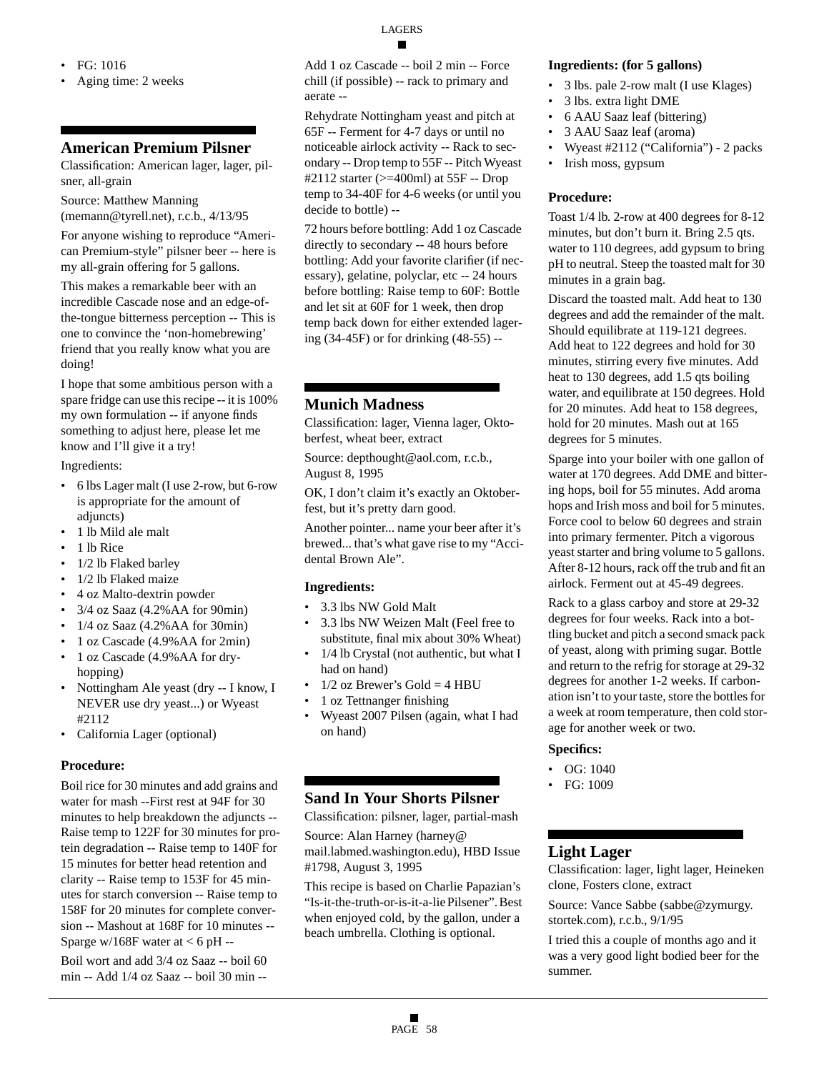- FG: 1016
- Aging time: 2 weeks

## American Premium Pilsner

Classification: American lager, lager, pilsner, all-grain

Source: Matthew Manning (memann@tyrell.net), r.c.b., 4/13/95

For anyone wishing to reproduce "American Premium-style" pilsner beer -- here is my all-grain offering for 5 gallons.

This makes a remarkable beer with an incredible Cascade nose and an edge-of-the-tongue bitterness perception -- This is one to convince the 'non-homebrewing' friend that you really know what you are doing!

I hope that some ambitious person with a spare fridge can use this recipe -- it is 100% my own formulation -- if anyone finds something to adjust here, please let me know and I'll give it a try!

Ingredients:

- 6 lbs Lager malt (I use 2-row, but 6-row is appropriate for the amount of adjuncts)
- 1 lb Mild ale malt
- 1 lb Rice
- 1/2 lb Flaked barley
- 1/2 lb Flaked maize
- 4 oz Malto-dextrin powder
- 3/4 oz Saaz (4.2%AA for 90min)
- 1/4 oz Saaz (4.2%AA for 30min)
- 1 oz Cascade (4.9%AA for 2min)
- 1 oz Cascade (4.9%AA for dry-hopping)
- Nottingham Ale yeast (dry -- I know, I NEVER use dry yeast...) or Wyeast #2112
- California Lager (optional)

**Procedure:**

Boil rice for 30 minutes and add grains and water for mash --First rest at 94F for 30 minutes to help breakdown the adjuncts -- Raise temp to 122F for 30 minutes for protein degradation -- Raise temp to 140F for 15 minutes for better head retention and clarity -- Raise temp to 153F for 45 minutes for starch conversion -- Raise temp to 158F for 20 minutes for complete conversion -- Mashout at 168F for 10 minutes -- Sparge w/168F water at < 6 pH --

Boil wort and add 3/4 oz Saaz -- boil 60 min -- Add 1/4 oz Saaz -- boil 30 min -- Add 1 oz Cascade -- boil 2 min -- Force chill (if possible) -- rack to primary and aerate --

Rehydrate Nottingham yeast and pitch at 65F -- Ferment for 4-7 days or until no noticeable airlock activity -- Rack to secondary -- Drop temp to 55F -- Pitch Wyeast #2112 starter (>=400ml) at 55F -- Drop temp to 34-40F for 4-6 weeks (or until you decide to bottle) --

72 hours before bottling: Add 1 oz Cascade directly to secondary -- 48 hours before bottling: Add your favorite clarifier (if necessary), gelatine, polyclar, etc -- 24 hours before bottling: Raise temp to 60F: Bottle and let sit at 60F for 1 week, then drop temp back down for either extended lagering (34-45F) or for drinking (48-55) --

## Munich Madness

Classification: lager, Vienna lager, Oktoberfest, wheat beer, extract

Source: depthought@aol.com, r.c.b., August 8, 1995

OK, I don't claim it's exactly an Oktoberfest, but it's pretty darn good.

Another pointer... name your beer after it's brewed... that's what gave rise to my "Accidental Brown Ale".

**Ingredients:**

- 3.3 lbs NW Gold Malt
- 3.3 lbs NW Weizen Malt (Feel free to substitute, final mix about 30% Wheat)
- 1/4 lb Crystal (not authentic, but what I had on hand)
- 1/2 oz Brewer's Gold = 4 HBU
- 1 oz Tettnanger finishing
- Wyeast 2007 Pilsen (again, what I had on hand)

## Sand In Your Shorts Pilsner

Classification: pilsner, lager, partial-mash

Source: Alan Harney (harney@mail.labmed.washington.edu), HBD Issue #1798, August 3, 1995

This recipe is based on Charlie Papazian's "Is-it-the-truth-or-is-it-a-lie Pilsener". Best when enjoyed cold, by the gallon, under a beach umbrella. Clothing is optional.

**Ingredients: (for 5 gallons)**

- 3 lbs. pale 2-row malt (I use Klages)
- 3 lbs. extra light DME
- 6 AAU Saaz leaf (bittering)
- 3 AAU Saaz leaf (aroma)
- Wyeast #2112 ("California") - 2 packs
- Irish moss, gypsum

**Procedure:**

Toast 1/4 lb. 2-row at 400 degrees for 8-12 minutes, but don't burn it. Bring 2.5 qts. water to 110 degrees, add gypsum to bring pH to neutral. Steep the toasted malt for 30 minutes in a grain bag.

Discard the toasted malt. Add heat to 130 degrees and add the remainder of the malt. Should equilibrate at 119-121 degrees. Add heat to 122 degrees and hold for 30 minutes, stirring every five minutes. Add heat to 130 degrees, add 1.5 qts boiling water, and equilibrate at 150 degrees. Hold for 20 minutes. Add heat to 158 degrees, hold for 20 minutes. Mash out at 165 degrees for 5 minutes.

Sparge into your boiler with one gallon of water at 170 degrees. Add DME and bittering hops, boil for 55 minutes. Add aroma hops and Irish moss and boil for 5 minutes. Force cool to below 60 degrees and strain into primary fermenter. Pitch a vigorous yeast starter and bring volume to 5 gallons. After 8-12 hours, rack off the trub and fit an airlock. Ferment out at 45-49 degrees.

Rack to a glass carboy and store at 29-32 degrees for four weeks. Rack into a bottling bucket and pitch a second smack pack of yeast, along with priming sugar. Bottle and return to the refrig for storage at 29-32 degrees for another 1-2 weeks. If carbonation isn't to your taste, store the bottles for a week at room temperature, then cold storage for another week or two.

**Specifics:**

- OG: 1040
- FG: 1009

## Light Lager

Classification: lager, light lager, Heineken clone, Fosters clone, extract

Source: Vance Sabbe (sabbe@zymurgy.stortek.com), r.c.b., 9/1/95

I tried this a couple of months ago and it was a very good light bodied beer for the summer.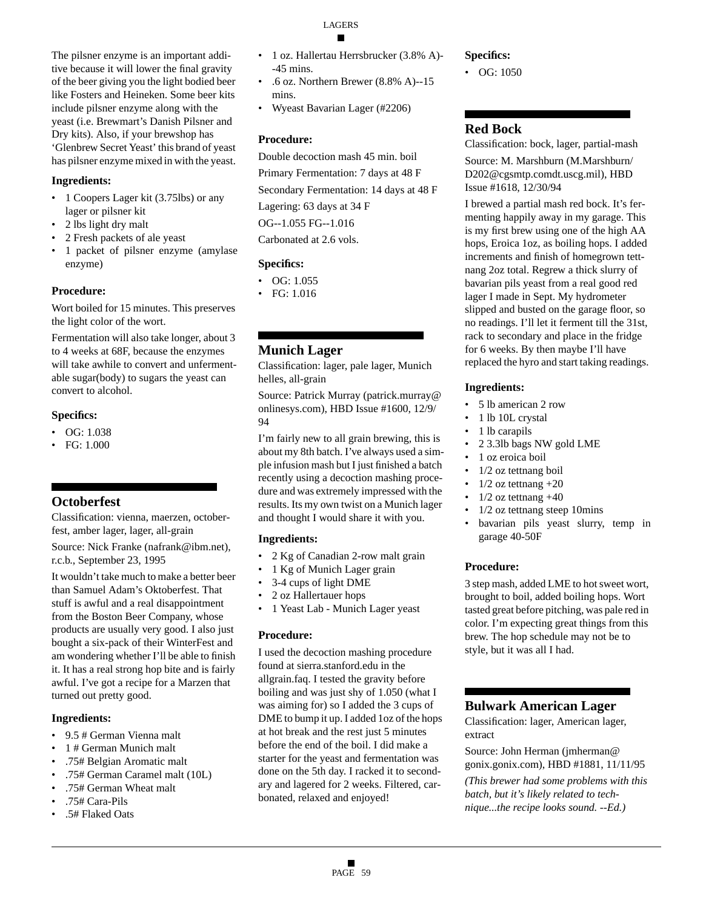The pilsner enzyme is an important additive because it will lower the final gravity of the beer giving you the light bodied beer like Fosters and Heineken. Some beer kits include pilsner enzyme along with the yeast (i.e. Brewmart's Danish Pilsner and Dry kits). Also, if your brewshop has 'Glenbrew Secret Yeast' this brand of yeast has pilsner enzyme mixed in with the yeast.

### Ingredients:

- 1 Coopers Lager kit (3.75lbs) or any lager or pilsner kit
- 2 lbs light dry malt
- 2 Fresh packets of ale yeast
- 1 packet of pilsner enzyme (amylase enzyme)

### Procedure:

Wort boiled for 15 minutes. This preserves the light color of the wort.

Fermentation will also take longer, about 3 to 4 weeks at 68F, because the enzymes will take awhile to convert and unfermentable sugar(body) to sugars the yeast can convert to alcohol.

### Specifics:

- OG: 1.038
- FG: 1.000

## Octoberfest

Classification: vienna, maerzen, octoberfest, amber lager, lager, all-grain

Source: Nick Franke (nafrank@ibm.net), r.c.b., September 23, 1995

It wouldn't take much to make a better beer than Samuel Adam's Oktoberfest. That stuff is awful and a real disappointment from the Boston Beer Company, whose products are usually very good. I also just bought a six-pack of their WinterFest and am wondering whether I'll be able to finish it. It has a real strong hop bite and is fairly awful. I've got a recipe for a Marzen that turned out pretty good.

### Ingredients:

- 9.5 # German Vienna malt
- 1 # German Munich malt
- .75# Belgian Aromatic malt
- .75# German Caramel malt (10L)
- .75# German Wheat malt
- .75# Cara-Pils
- .5# Flaked Oats
- 1 oz. Hallertau Herrsbrucker (3.8% A)--45 mins.
- .6 oz. Northern Brewer (8.8% A)--15 mins.
- Wyeast Bavarian Lager (#2206)

### Procedure:

Double decoction mash 45 min. boil

Primary Fermentation: 7 days at 48 F

Secondary Fermentation: 14 days at 48 F

Lagering: 63 days at 34 F

OG--1.055 FG--1.016

Carbonated at 2.6 vols.

### Specifics:

- OG: 1.055
- FG: 1.016

## Munich Lager

Classification: lager, pale lager, Munich helles, all-grain

Source: Patrick Murray (patrick.murray@onlinesys.com), HBD Issue #1600, 12/9/94

I'm fairly new to all grain brewing, this is about my 8th batch. I've always used a simple infusion mash but I just finished a batch recently using a decoction mashing procedure and was extremely impressed with the results. Its my own twist on a Munich lager and thought I would share it with you.

### Ingredients:

- 2 Kg of Canadian 2-row malt grain
- 1 Kg of Munich Lager grain
- 3-4 cups of light DME
- 2 oz Hallertauer hops
- 1 Yeast Lab - Munich Lager yeast

### Procedure:

I used the decoction mashing procedure found at sierra.stanford.edu in the allgrain.faq. I tested the gravity before boiling and was just shy of 1.050 (what I was aiming for) so I added the 3 cups of DME to bump it up. I added 1oz of the hops at hot break and the rest just 5 minutes before the end of the boil. I did make a starter for the yeast and fermentation was done on the 5th day. I racked it to secondary and lagered for 2 weeks. Filtered, carbonated, relaxed and enjoyed!

### Specifics:

- OG: 1050

## Red Bock

Classification: bock, lager, partial-mash

Source: M. Marshburn (M.Marshburn/D202@cgsmtp.comdt.uscg.mil), HBD Issue #1618, 12/30/94

I brewed a partial mash red bock. It's fermenting happily away in my garage. This is my first brew using one of the high AA hops, Eroica 1oz, as boiling hops. I added increments and finish of homegrown tettnang 2oz total. Regrew a thick slurry of bavarian pils yeast from a real good red lager I made in Sept. My hydrometer slipped and busted on the garage floor, so no readings. I'll let it ferment till the 31st, rack to secondary and place in the fridge for 6 weeks. By then maybe I'll have replaced the hyro and start taking readings.

### Ingredients:

- 5 lb american 2 row
- 1 lb 10L crystal
- 1 lb carapils
- 2 3.3lb bags NW gold LME
- 1 oz eroica boil
- 1/2 oz tettnang boil
- 1/2 oz tettnang +20
- 1/2 oz tettnang +40
- 1/2 oz tettnang steep 10mins
- bavarian pils yeast slurry, temp in garage 40-50F

### Procedure:

3 step mash, added LME to hot sweet wort, brought to boil, added boiling hops. Wort tasted great before pitching, was pale red in color. I'm expecting great things from this brew. The hop schedule may not be to style, but it was all I had.

## Bulwark American Lager

Classification: lager, American lager, extract

Source: John Herman (jmherman@gonix.gonix.com), HBD #1881, 11/11/95

*(This brewer had some problems with this batch, but it's likely related to technique...the recipe looks sound. --Ed.)*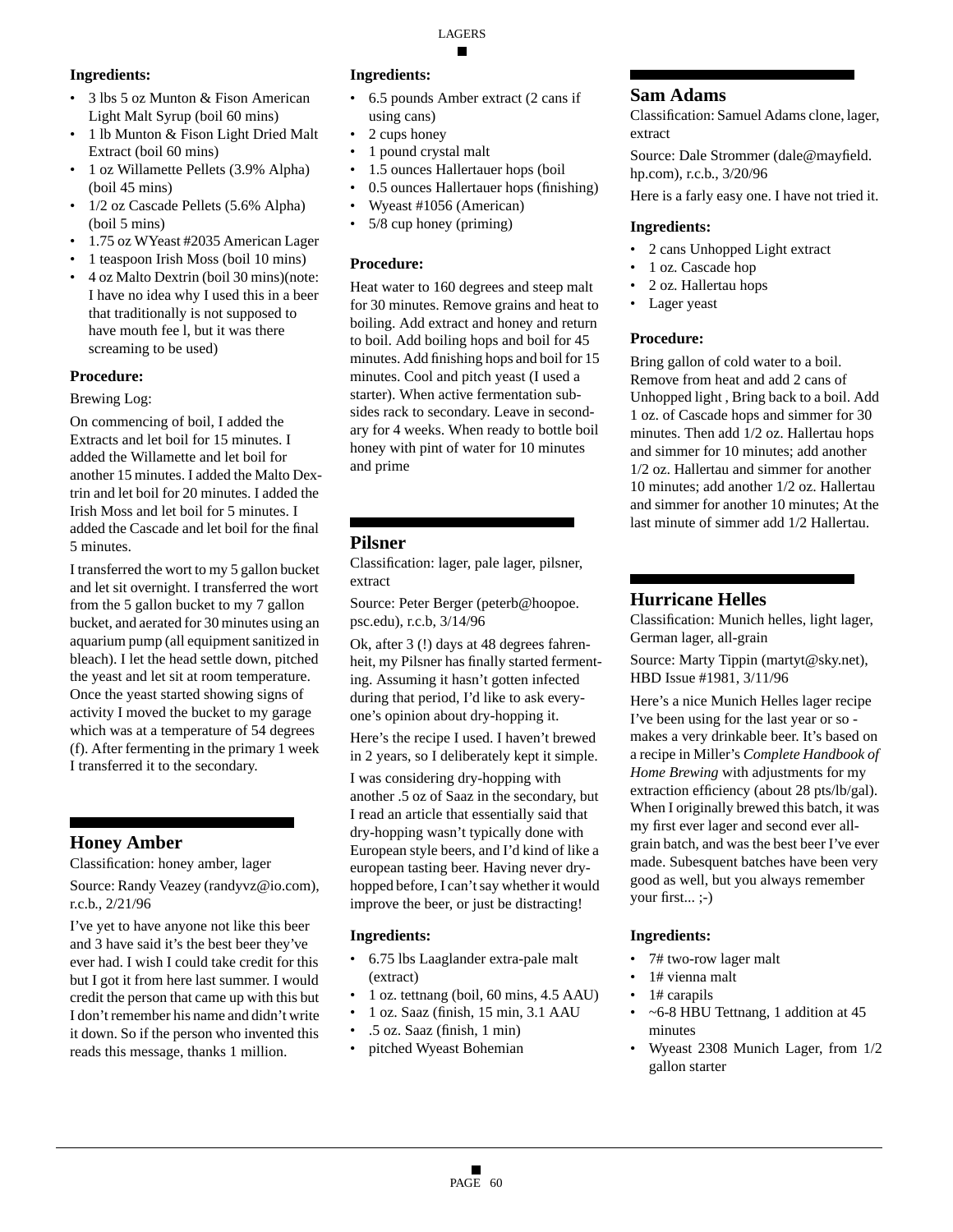**Ingredients:**

- 3 lbs 5 oz Munton & Fison American Light Malt Syrup (boil 60 mins)
- 1 lb Munton & Fison Light Dried Malt Extract (boil 60 mins)
- 1 oz Willamette Pellets (3.9% Alpha) (boil 45 mins)
- 1/2 oz Cascade Pellets (5.6% Alpha) (boil 5 mins)
- 1.75 oz WYeast #2035 American Lager
- 1 teaspoon Irish Moss (boil 10 mins)
- 4 oz Malto Dextrin (boil 30 mins)(note: I have no idea why I used this in a beer that traditionally is not supposed to have mouth fee l, but it was there screaming to be used)

**Procedure:**

Brewing Log:

On commencing of boil, I added the Extracts and let boil for 15 minutes. I added the Willamette and let boil for another 15 minutes. I added the Malto Dextrin and let boil for 20 minutes. I added the Irish Moss and let boil for 5 minutes. I added the Cascade and let boil for the final 5 minutes.

I transferred the wort to my 5 gallon bucket and let sit overnight. I transferred the wort from the 5 gallon bucket to my 7 gallon bucket, and aerated for 30 minutes using an aquarium pump (all equipment sanitized in bleach). I let the head settle down, pitched the yeast and let sit at room temperature. Once the yeast started showing signs of activity I moved the bucket to my garage which was at a temperature of 54 degrees (f). After fermenting in the primary 1 week I transferred it to the secondary.

## Honey Amber

Classification: honey amber, lager

Source: Randy Veazey (randyvz@io.com), r.c.b., 2/21/96

I've yet to have anyone not like this beer and 3 have said it's the best beer they've ever had. I wish I could take credit for this but I got it from here last summer. I would credit the person that came up with this but I don't remember his name and didn't write it down. So if the person who invented this reads this message, thanks 1 million.

**Ingredients:**

- 6.5 pounds Amber extract (2 cans if using cans)
- 2 cups honey
- 1 pound crystal malt
- 1.5 ounces Hallertauer hops (boil
- 0.5 ounces Hallertauer hops (finishing)
- Wyeast #1056 (American)
- 5/8 cup honey (priming)

**Procedure:**

Heat water to 160 degrees and steep malt for 30 minutes. Remove grains and heat to boiling. Add extract and honey and return to boil. Add boiling hops and boil for 45 minutes. Add finishing hops and boil for 15 minutes. Cool and pitch yeast (I used a starter). When active fermentation subsides rack to secondary. Leave in secondary for 4 weeks. When ready to bottle boil honey with pint of water for 10 minutes and prime

## Pilsner

Classification: lager, pale lager, pilsner, extract

Source: Peter Berger (peterb@hoopoe.psc.edu), r.c.b, 3/14/96

Ok, after 3 (!) days at 48 degrees fahrenheit, my Pilsner has finally started fermenting. Assuming it hasn't gotten infected during that period, I'd like to ask everyone's opinion about dry-hopping it.

Here's the recipe I used. I haven't brewed in 2 years, so I deliberately kept it simple.

I was considering dry-hopping with another .5 oz of Saaz in the secondary, but I read an article that essentially said that dry-hopping wasn't typically done with European style beers, and I'd kind of like a european tasting beer. Having never dry-hopped before, I can't say whether it would improve the beer, or just be distracting!

**Ingredients:**

- 6.75 lbs Laaglander extra-pale malt (extract)
- 1 oz. tettnang (boil, 60 mins, 4.5 AAU)
- 1 oz. Saaz (finish, 15 min, 3.1 AAU)
- .5 oz. Saaz (finish, 1 min)
- pitched Wyeast Bohemian

## Sam Adams

Classification: Samuel Adams clone, lager, extract

Source: Dale Strommer (dale@mayfield.hp.com), r.c.b., 3/20/96

Here is a farly easy one. I have not tried it.

**Ingredients:**

- 2 cans Unhopped Light extract
- 1 oz. Cascade hop
- 2 oz. Hallertau hops
- Lager yeast

**Procedure:**

Bring gallon of cold water to a boil. Remove from heat and add 2 cans of Unhopped light , Bring back to a boil. Add 1 oz. of Cascade hops and simmer for 30 minutes. Then add 1/2 oz. Hallertau hops and simmer for 10 minutes; add another 1/2 oz. Hallertau and simmer for another 10 minutes; add another 1/2 oz. Hallertau and simmer for another 10 minutes; At the last minute of simmer add 1/2 Hallertau.

## Hurricane Helles

Classification: Munich helles, light lager, German lager, all-grain

Source: Marty Tippin (martyt@sky.net), HBD Issue #1981, 3/11/96

Here's a nice Munich Helles lager recipe I've been using for the last year or so - makes a very drinkable beer. It's based on a recipe in Miller's *Complete Handbook of Home Brewing* with adjustments for my extraction efficiency (about 28 pts/lb/gal). When I originally brewed this batch, it was my first ever lager and second ever all-grain batch, and was the best beer I've ever made. Subsequent batches have been very good as well, but you always remember your first... ;-)

**Ingredients:**

- 7# two-row lager malt
- 1# vienna malt
- 1# carapils
- ~6-8 HBU Tettnang, 1 addition at 45 minutes
- Wyeast 2308 Munich Lager, from 1/2 gallon starter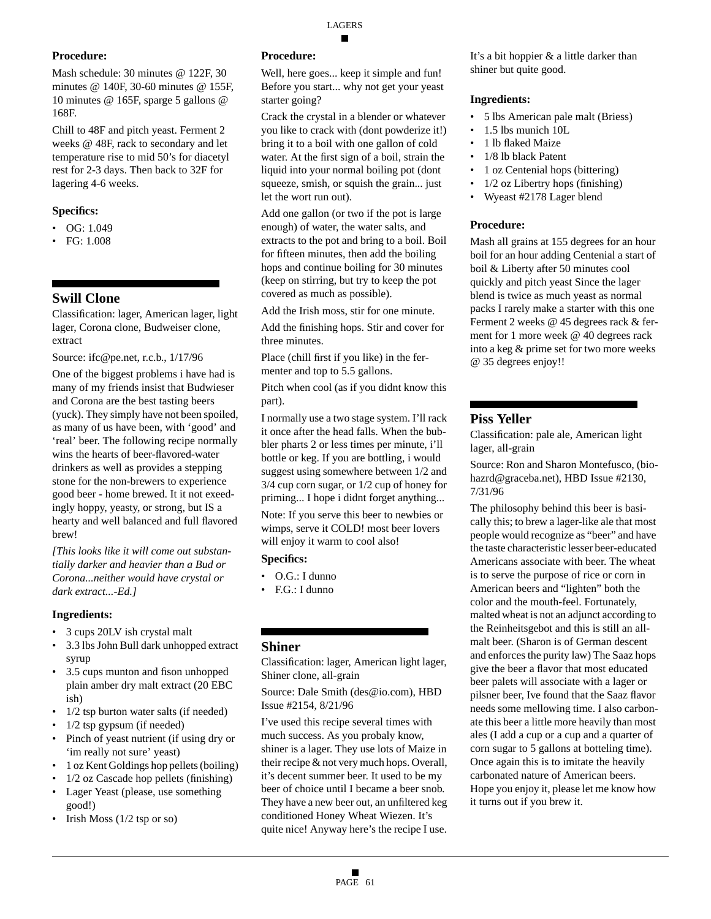**Procedure:**

Mash schedule: 30 minutes @ 122F, 30 minutes @ 140F, 30-60 minutes @ 155F, 10 minutes @ 165F, sparge 5 gallons @ 168F.

Chill to 48F and pitch yeast. Ferment 2 weeks @ 48F, rack to secondary and let temperature rise to mid 50's for diacetyl rest for 2-3 days. Then back to 32F for lagering 4-6 weeks.

**Specifics:**

- OG: 1.049
- FG: 1.008

## Swill Clone

Classification: lager, American lager, light lager, Corona clone, Budweiser clone, extract

Source: ifc@pe.net, r.c.b., 1/17/96

One of the biggest problems i have had is many of my friends insist that Budwieser and Corona are the best tasting beers (yuck). They simply have not been spoiled, as many of us have been, with 'good' and 'real' beer. The following recipe normally wins the hearts of beer-flavored-water drinkers as well as provides a stepping stone for the non-brewers to experience good beer - home brewed. It it not exeedingly hoppy, yeasty, or strong, but IS a hearty and well balanced and full flavored brew!

*[This looks like it will come out substantially darker and heavier than a Bud or Corona...neither would have crystal or dark extract...-Ed.]*

**Ingredients:**

- 3 cups 20LV ish crystal malt
- 3.3 lbs John Bull dark unhopped extract syrup
- 3.5 cups munton and fison unhopped plain amber dry malt extract (20 EBC ish)
- 1/2 tsp burton water salts (if needed)
- 1/2 tsp gypsum (if needed)
- Pinch of yeast nutrient (if using dry or 'im really not sure' yeast)
- 1 oz Kent Goldings hop pellets (boiling)
- 1/2 oz Cascade hop pellets (finishing)
- Lager Yeast (please, use something good!)
- Irish Moss (1/2 tsp or so)

**Procedure:**

Well, here goes... keep it simple and fun! Before you start... why not get your yeast starter going?

Crack the crystal in a blender or whatever you like to crack with (dont powderize it!) bring it to a boil with one gallon of cold water. At the first sign of a boil, strain the liquid into your normal boiling pot (dont squeeze, smish, or squish the grain... just let the wort run out).

Add one gallon (or two if the pot is large enough) of water, the water salts, and extracts to the pot and bring to a boil. Boil for fifteen minutes, then add the boiling hops and continue boiling for 30 minutes (keep on stirring, but try to keep the pot covered as much as possible).

Add the Irish moss, stir for one minute.

Add the finishing hops. Stir and cover for three minutes.

Place (chill first if you like) in the fermenter and top to 5.5 gallons.

Pitch when cool (as if you didnt know this part).

I normally use a two stage system. I'll rack it once after the head falls. When the bubbler pharts 2 or less times per minute, i'll bottle or keg. If you are bottling, i would suggest using somewhere between 1/2 and 3/4 cup corn sugar, or 1/2 cup of honey for priming... I hope i didnt forget anything...

Note: If you serve this beer to newbies or wimps, serve it COLD! most beer lovers will enjoy it warm to cool also!

**Specifics:**

- O.G.: I dunno
- F.G.: I dunno

## Shiner

Classification: lager, American light lager, Shiner clone, all-grain

Source: Dale Smith (des@io.com), HBD Issue #2154, 8/21/96

I've used this recipe several times with much success. As you probaly know, shiner is a lager. They use lots of Maize in their recipe & not very much hops. Overall, it's decent summer beer. It used to be my beer of choice until I became a beer snob. They have a new beer out, an unfiltered keg conditioned Honey Wheat Wiezen. It's quite nice! Anyway here's the recipe I use. It's a bit hoppier & a little darker than shiner but quite good.

**Ingredients:**

- 5 lbs American pale malt (Briess)
- 1.5 lbs munich 10L
- 1 lb flaked Maize
- 1/8 lb black Patent
- 1 oz Centenial hops (bittering)
- 1/2 oz Libertry hops (finishing)
- Wyeast #2178 Lager blend

**Procedure:**

Mash all grains at 155 degrees for an hour boil for an hour adding Centenial a start of boil & Liberty after 50 minutes cool quickly and pitch yeast Since the lager blend is twice as much yeast as normal packs I rarely make a starter with this one Ferment 2 weeks @ 45 degrees rack & ferment for 1 more week @ 40 degrees rack into a keg & prime set for two more weeks @ 35 degrees enjoy!!

## Piss Yeller

Classification: pale ale, American light lager, all-grain

Source: Ron and Sharon Montefusco, (biohazrd@graceba.net), HBD Issue #2130, 7/31/96

The philosophy behind this beer is basically this; to brew a lager-like ale that most people would recognize as "beer" and have the taste characteristic lesser beer-educated Americans associate with beer. The wheat is to serve the purpose of rice or corn in American beers and "lighten" both the color and the mouth-feel. Fortunately, malted wheat is not an adjunct according to the Reinheitsgebot and this is still an all-malt beer. (Sharon is of German descent and enforces the purity law) The Saaz hops give the beer a flavor that most educated beer palets will associate with a lager or pilsner beer, Ive found that the Saaz flavor needs some mellowing time. I also carbonate this beer a little more heavily than most ales (I add a cup or a cup and a quarter of corn sugar to 5 gallons at botteling time). Once again this is to imitate the heavily carbonated nature of American beers. Hope you enjoy it, please let me know how it turns out if you brew it.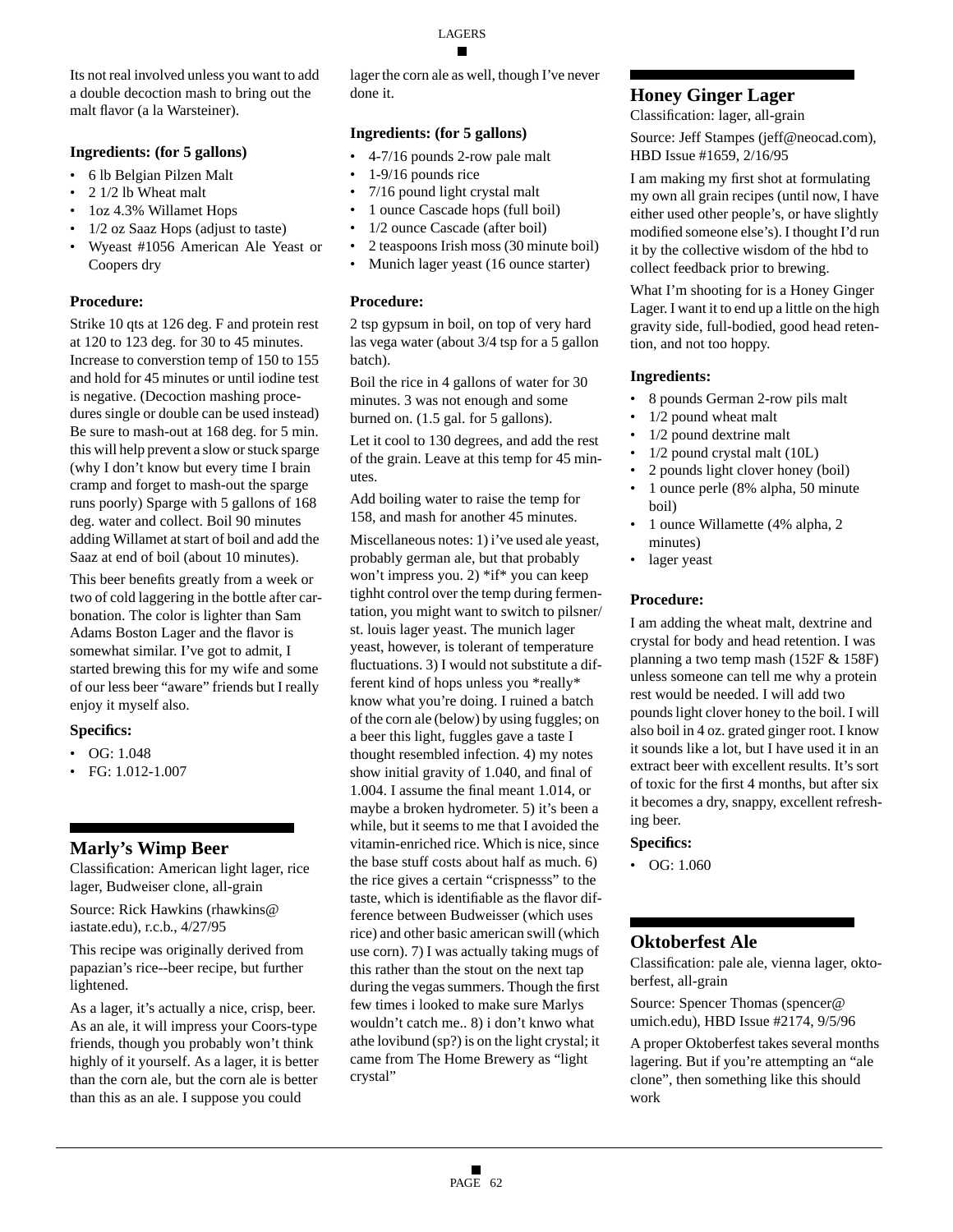Its not real involved unless you want to add a double decoction mash to bring out the malt flavor (a la Warsteiner).

### Ingredients: (for 5 gallons)

- 6 lb Belgian Pilzen Malt
- 2 1/2 lb Wheat malt
- 1oz 4.3% Willamet Hops
- 1/2 oz Saaz Hops (adjust to taste)
- Wyeast #1056 American Ale Yeast or Coopers dry

### Procedure:

Strike 10 qts at 126 deg. F and protein rest at 120 to 123 deg. for 30 to 45 minutes. Increase to converstion temp of 150 to 155 and hold for 45 minutes or until iodine test is negative. (Decoction mashing procedures single or double can be used instead) Be sure to mash-out at 168 deg. for 5 min. this will help prevent a slow or stuck sparge (why I don't know but every time I brain cramp and forget to mash-out the sparge runs poorly) Sparge with 5 gallons of 168 deg. water and collect. Boil 90 minutes adding Willamet at start of boil and add the Saaz at end of boil (about 10 minutes).

This beer benefits greatly from a week or two of cold laggering in the bottle after carbonation. The color is lighter than Sam Adams Boston Lager and the flavor is somewhat similar. I've got to admit, I started brewing this for my wife and some of our less beer "aware" friends but I really enjoy it myself also.

### Specifics:

- OG: 1.048
- FG: 1.012-1.007

## Marly's Wimp Beer

Classification: American light lager, rice lager, Budweiser clone, all-grain

Source: Rick Hawkins (rhawkins@ iastate.edu), r.c.b., 4/27/95

This recipe was originally derived from papazian's rice--beer recipe, but further lightened.

As a lager, it's actually a nice, crisp, beer. As an ale, it will impress your Coors-type friends, though you probably won't think highly of it yourself. As a lager, it is better than the corn ale, but the corn ale is better than this as an ale. I suppose you could lager the corn ale as well, though I've never done it.

### Ingredients: (for 5 gallons)

- 4-7/16 pounds 2-row pale malt
- 1-9/16 pounds rice
- 7/16 pound light crystal malt
- 1 ounce Cascade hops (full boil)
- 1/2 ounce Cascade (after boil)
- 2 teaspoons Irish moss (30 minute boil)
- Munich lager yeast (16 ounce starter)

### Procedure:

2 tsp gypsum in boil, on top of very hard las vega water (about 3/4 tsp for a 5 gallon batch).

Boil the rice in 4 gallons of water for 30 minutes. 3 was not enough and some burned on. (1.5 gal. for 5 gallons).

Let it cool to 130 degrees, and add the rest of the grain. Leave at this temp for 45 minutes.

Add boiling water to raise the temp for 158, and mash for another 45 minutes.

Miscellaneous notes: 1) i've used ale yeast, probably german ale, but that probably won't impress you. 2) *if* you can keep tighht control over the temp during fermentation, you might want to switch to pilsner/ st. louis lager yeast. The munich lager yeast, however, is tolerant of temperature fluctuations. 3) I would not substitute a different kind of hops unless you *really* know what you're doing. I ruined a batch of the corn ale (below) by using fuggles; on a beer this light, fuggles gave a taste I thought resembled infection. 4) my notes show initial gravity of 1.040, and final of 1.004. I assume the final meant 1.014, or maybe a broken hydrometer. 5) it's been a while, but it seems to me that I avoided the vitamin-enriched rice. Which is nice, since the base stuff costs about half as much. 6) the rice gives a certain "crispnesss" to the taste, which is identifiable as the flavor difference between Budweisser (which uses rice) and other basic american swill (which use corn). 7) I was actually taking mugs of this rather than the stout on the next tap during the vegas summers. Though the first few times i looked to make sure Marlys wouldn't catch me.. 8) i don't knwo what athe lovibund (sp?) is on the light crystal; it came from The Home Brewery as "light crystal"

## Honey Ginger Lager

Classification: lager, all-grain

Source: Jeff Stampes (jeff@neocad.com), HBD Issue #1659, 2/16/95

I am making my first shot at formulating my own all grain recipes (until now, I have either used other people's, or have slightly modified someone else's). I thought I'd run it by the collective wisdom of the hbd to collect feedback prior to brewing.

What I'm shooting for is a Honey Ginger Lager. I want it to end up a little on the high gravity side, full-bodied, good head retention, and not too hoppy.

### Ingredients:

- 8 pounds German 2-row pils malt
- 1/2 pound wheat malt
- 1/2 pound dextrine malt
- 1/2 pound crystal malt (10L)
- 2 pounds light clover honey (boil)
- 1 ounce perle (8% alpha, 50 minute boil)
- 1 ounce Willamette (4% alpha, 2 minutes)
- lager yeast

### Procedure:

I am adding the wheat malt, dextrine and crystal for body and head retention. I was planning a two temp mash (152F & 158F) unless someone can tell me why a protein rest would be needed. I will add two pounds light clover honey to the boil. I will also boil in 4 oz. grated ginger root. I know it sounds like a lot, but I have used it in an extract beer with excellent results. It's sort of toxic for the first 4 months, but after six it becomes a dry, snappy, excellent refreshing beer.

### Specifics:

- OG: 1.060

## Oktoberfest Ale

Classification: pale ale, vienna lager, oktoberfest, all-grain

Source: Spencer Thomas (spencer@ umich.edu), HBD Issue #2174, 9/5/96

A proper Oktoberfest takes several months lagering. But if you're attempting an "ale clone", then something like this should work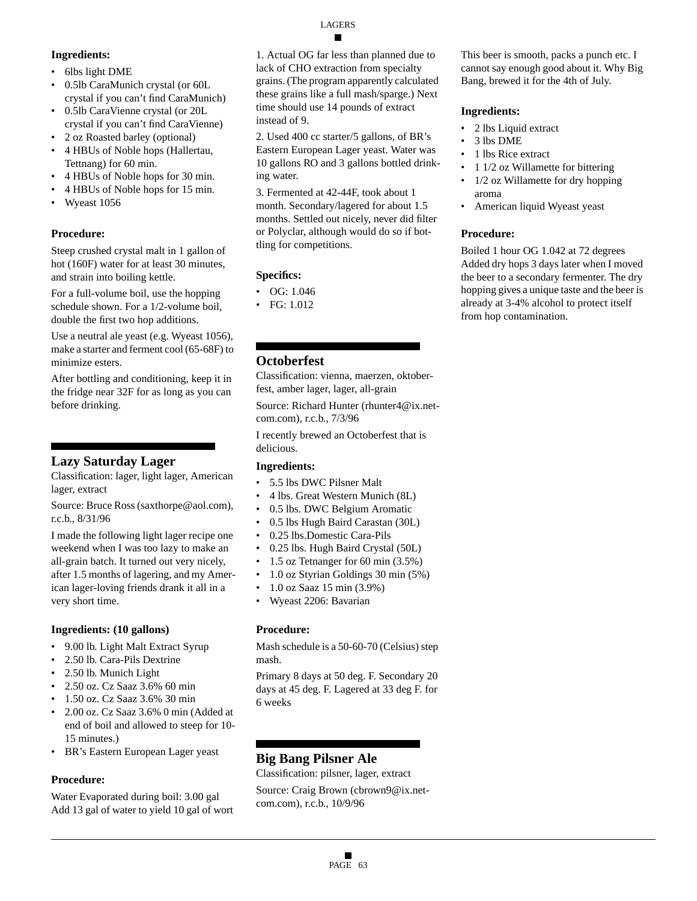**Ingredients:**

- 6lbs light DME
- 0.5lb CaraMunich crystal (or 60L crystal if you can't find CaraMunich)
- 0.5lb CaraVienne crystal (or 20L crystal if you can't find CaraVienne)
- 2 oz Roasted barley (optional)
- 4 HBUs of Noble hops (Hallertau, Tettnang) for 60 min.
- 4 HBUs of Noble hops for 30 min.
- 4 HBUs of Noble hops for 15 min.
- Wyeast 1056

**Procedure:**

Steep crushed crystal malt in 1 gallon of hot (160F) water for at least 30 minutes, and strain into boiling kettle.

For a full-volume boil, use the hopping schedule shown. For a 1/2-volume boil, double the first two hop additions.

Use a neutral ale yeast (e.g. Wyeast 1056), make a starter and ferment cool (65-68F) to minimize esters.

After bottling and conditioning, keep it in the fridge near 32F for as long as you can before drinking.

## Lazy Saturday Lager

Classification: lager, light lager, American lager, extract

Source: Bruce Ross (saxthorpe@aol.com), r.c.b., 8/31/96

I made the following light lager recipe one weekend when I was too lazy to make an all-grain batch. It turned out very nicely, after 1.5 months of lagering, and my American lager-loving friends drank it all in a very short time.

**Ingredients: (10 gallons)**

- 9.00 lb. Light Malt Extract Syrup
- 2.50 lb. Cara-Pils Dextrine
- 2.50 lb. Munich Light
- 2.50 oz. Cz Saaz 3.6% 60 min
- 1.50 oz. Cz Saaz 3.6% 30 min
- 2.00 oz. Cz Saaz 3.6% 0 min (Added at end of boil and allowed to steep for 10-15 minutes.)
- BR's Eastern European Lager yeast

**Procedure:**

Water Evaporated during boil: 3.00 gal
Add 13 gal of water to yield 10 gal of wort

1. Actual OG far less than planned due to lack of CHO extraction from specialty grains. (The program apparently calculated these grains like a full mash/sparge.) Next time should use 14 pounds of extract instead of 9.

2. Used 400 cc starter/5 gallons, of BR's Eastern European Lager yeast. Water was 10 gallons RO and 3 gallons bottled drinking water.

3. Fermented at 42-44F, took about 1 month. Secondary/lagered for about 1.5 months. Settled out nicely, never did filter or Polyclar, although would do so if bottling for competitions.

**Specifics:**

- OG: 1.046
- FG: 1.012

## Octoberfest

Classification: vienna, maerzen, oktoberfest, amber lager, lager, all-grain

Source: Richard Hunter (rhunter4@ix.netcom.com), r.c.b., 7/3/96

I recently brewed an Octoberfest that is delicious.

**Ingredients:**

- 5.5 lbs DWC Pilsner Malt
- 4 lbs. Great Western Munich (8L)
- 0.5 lbs. DWC Belgium Aromatic
- 0.5 lbs Hugh Baird Carastan (30L)
- 0.25 lbs.Domestic Cara-Pils
- 0.25 lbs. Hugh Baird Crystal (50L)
- 1.5 oz Tetnanger for 60 min (3.5%)
- 1.0 oz Styrian Goldings 30 min (5%)
- 1.0 oz Saaz 15 min (3.9%)
- Wyeast 2206: Bavarian

**Procedure:**

Mash schedule is a 50-60-70 (Celsius) step mash.

Primary 8 days at 50 deg. F. Secondary 20 days at 45 deg. F. Lagered at 33 deg F. for 6 weeks

## Big Bang Pilsner Ale

Classification: pilsner, lager, extract

Source: Craig Brown (cbrown9@ix.netcom.com), r.c.b., 10/9/96

This beer is smooth, packs a punch etc. I cannot say enough good about it. Why Big Bang, brewed it for the 4th of July.

**Ingredients:**

- 2 lbs Liquid extract
- 3 lbs DME
- 1 lbs Rice extract
- 1 1/2 oz Willamette for bittering
- 1/2 oz Willamette for dry hopping aroma
- American liquid Wyeast yeast

**Procedure:**

Boiled 1 hour OG 1.042 at 72 degrees
Added dry hops 3 days later when I moved the beer to a secondary fermenter. The dry hopping gives a unique taste and the beer is already at 3-4% alcohol to protect itself from hop contamination.